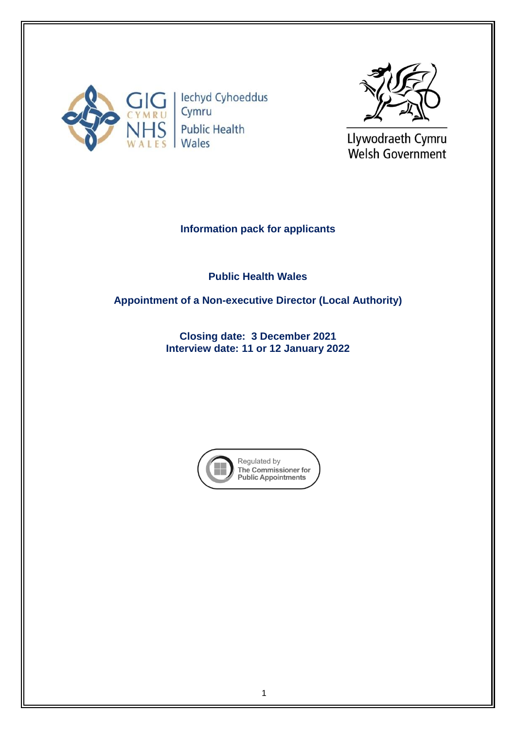Iechyd Cyhoeddus Cymru

Public Health Wales

Llywodraeth Cymru

Welsh Government

**Information pack for applicants**

**Public Health Wales**

**Appointment of a Non-executive Director (Local Authority)**

**Closing date: 3 December 2021**
**Interview date: 11 or 12 January 2022**

Regulated by The Commissioner for Public Appointments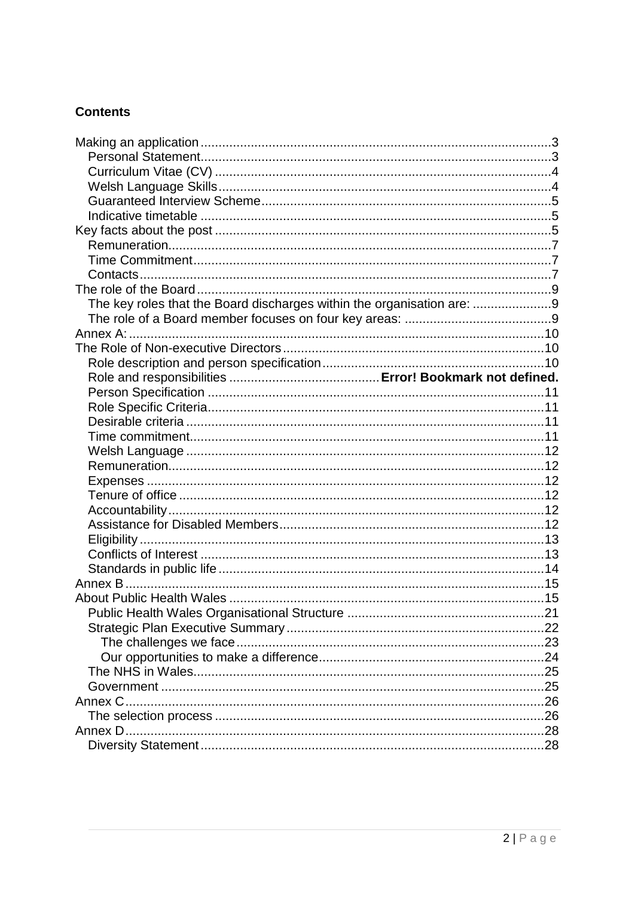**Contents**

Making an application ..... 3
  Personal Statement ..... 3
  Curriculum Vitae (CV) ..... 4
  Welsh Language Skills ..... 4
  Guaranteed Interview Scheme ..... 5
  Indicative timetable ..... 5
Key facts about the post ..... 5
  Remuneration ..... 7
  Time Commitment ..... 7
  Contacts ..... 7
The role of the Board ..... 9
  The key roles that the Board discharges within the organisation are: ..... 9
  The role of a Board member focuses on four key areas: ..... 9
Annex A: ..... 10
The Role of Non-executive Directors ..... 10
  Role description and person specification ..... 10
  Role and responsibilities ..... **Error! Bookmark not defined.**
  Person Specification ..... 11
  Role Specific Criteria ..... 11
  Desirable criteria ..... 11
  Time commitment ..... 11
  Welsh Language ..... 12
  Remuneration ..... 12
  Expenses ..... 12
  Tenure of office ..... 12
  Accountability ..... 12
  Assistance for Disabled Members ..... 12
  Eligibility ..... 13
  Conflicts of Interest ..... 13
  Standards in public life ..... 14
Annex B ..... 15
About Public Health Wales ..... 15
  Public Health Wales Organisational Structure ..... 21
  Strategic Plan Executive Summary ..... 22
    The challenges we face ..... 23
    Our opportunities to make a difference ..... 24
  The NHS in Wales ..... 25
  Government ..... 25
Annex C ..... 26
  The selection process ..... 26
Annex D ..... 28
  Diversity Statement ..... 28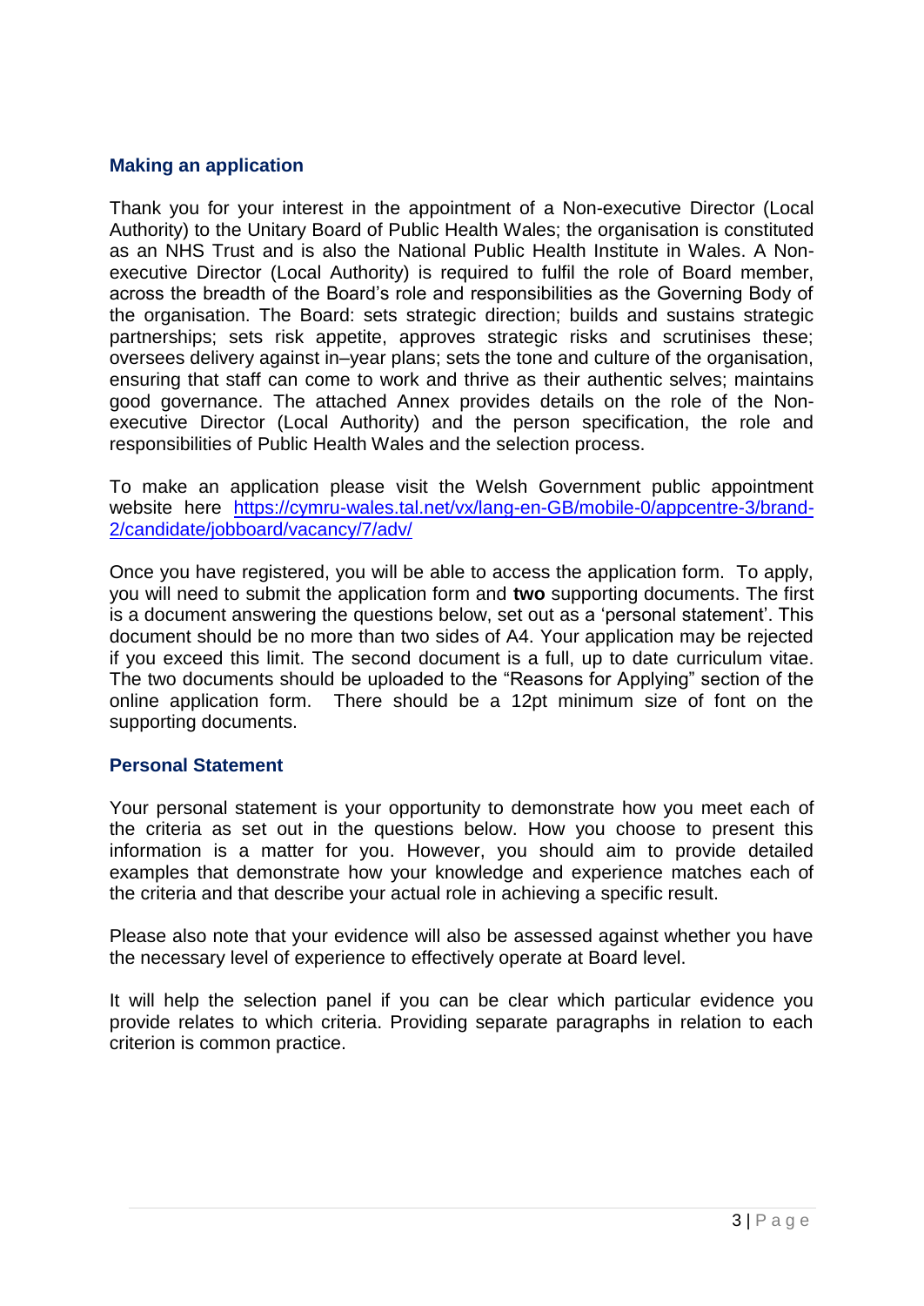## Making an application

Thank you for your interest in the appointment of a Non-executive Director (Local Authority) to the Unitary Board of Public Health Wales; the organisation is constituted as an NHS Trust and is also the National Public Health Institute in Wales. A Non-executive Director (Local Authority) is required to fulfil the role of Board member, across the breadth of the Board's role and responsibilities as the Governing Body of the organisation. The Board: sets strategic direction; builds and sustains strategic partnerships; sets risk appetite, approves strategic risks and scrutinises these; oversees delivery against in–year plans; sets the tone and culture of the organisation, ensuring that staff can come to work and thrive as their authentic selves; maintains good governance. The attached Annex provides details on the role of the Non-executive Director (Local Authority) and the person specification, the role and responsibilities of Public Health Wales and the selection process.

To make an application please visit the Welsh Government public appointment website here [https://cymru-wales.tal.net/vx/lang-en-GB/mobile-0/appcentre-3/brand-2/candidate/jobboard/vacancy/7/adv/](https://cymru-wales.tal.net/vx/lang-en-GB/mobile-0/appcentre-3/brand-2/candidate/jobboard/vacancy/7/adv/)

Once you have registered, you will be able to access the application form. To apply, you will need to submit the application form and **two** supporting documents. The first is a document answering the questions below, set out as a 'personal statement'. This document should be no more than two sides of A4. Your application may be rejected if you exceed this limit. The second document is a full, up to date curriculum vitae. The two documents should be uploaded to the "Reasons for Applying" section of the online application form. There should be a 12pt minimum size of font on the supporting documents.

## Personal Statement

Your personal statement is your opportunity to demonstrate how you meet each of the criteria as set out in the questions below. How you choose to present this information is a matter for you. However, you should aim to provide detailed examples that demonstrate how your knowledge and experience matches each of the criteria and that describe your actual role in achieving a specific result.

Please also note that your evidence will also be assessed against whether you have the necessary level of experience to effectively operate at Board level.

It will help the selection panel if you can be clear which particular evidence you provide relates to which criteria. Providing separate paragraphs in relation to each criterion is common practice.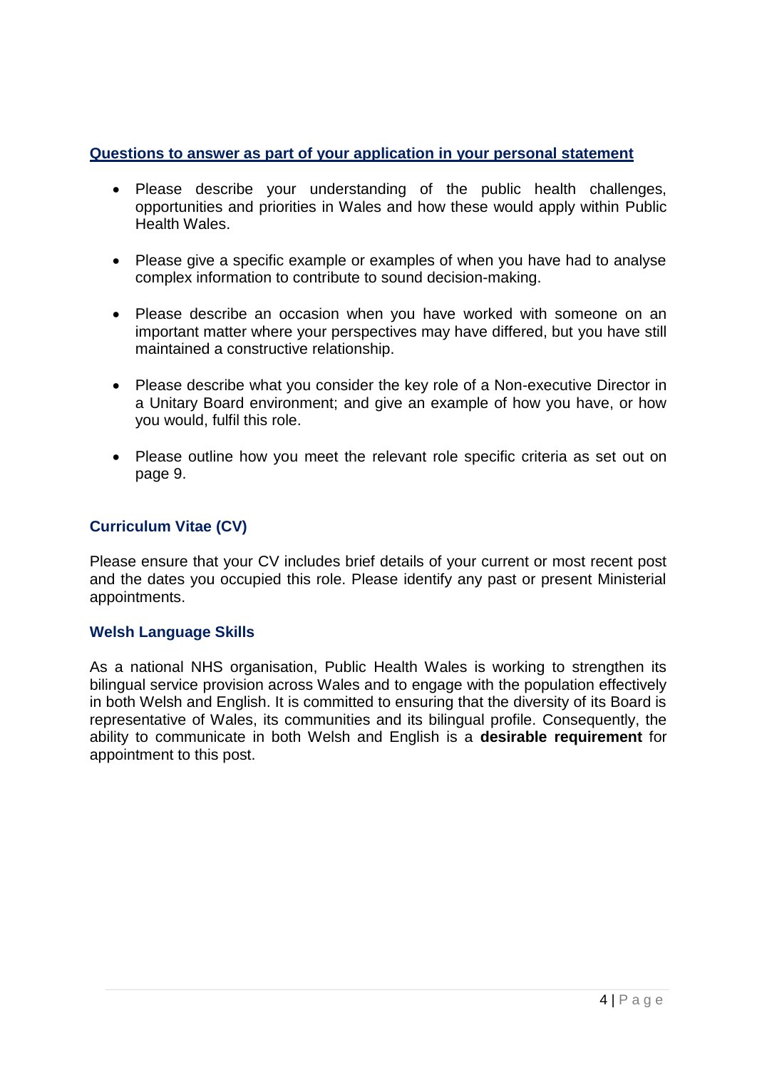## Questions to answer as part of your application in your personal statement

- Please describe your understanding of the public health challenges, opportunities and priorities in Wales and how these would apply within Public Health Wales.
- Please give a specific example or examples of when you have had to analyse complex information to contribute to sound decision-making.
- Please describe an occasion when you have worked with someone on an important matter where your perspectives may have differed, but you have still maintained a constructive relationship.
- Please describe what you consider the key role of a Non-executive Director in a Unitary Board environment; and give an example of how you have, or how you would, fulfil this role.
- Please outline how you meet the relevant role specific criteria as set out on page 9.

### Curriculum Vitae (CV)

Please ensure that your CV includes brief details of your current or most recent post and the dates you occupied this role. Please identify any past or present Ministerial appointments.

### Welsh Language Skills

As a national NHS organisation, Public Health Wales is working to strengthen its bilingual service provision across Wales and to engage with the population effectively in both Welsh and English. It is committed to ensuring that the diversity of its Board is representative of Wales, its communities and its bilingual profile. Consequently, the ability to communicate in both Welsh and English is a **desirable requirement** for appointment to this post.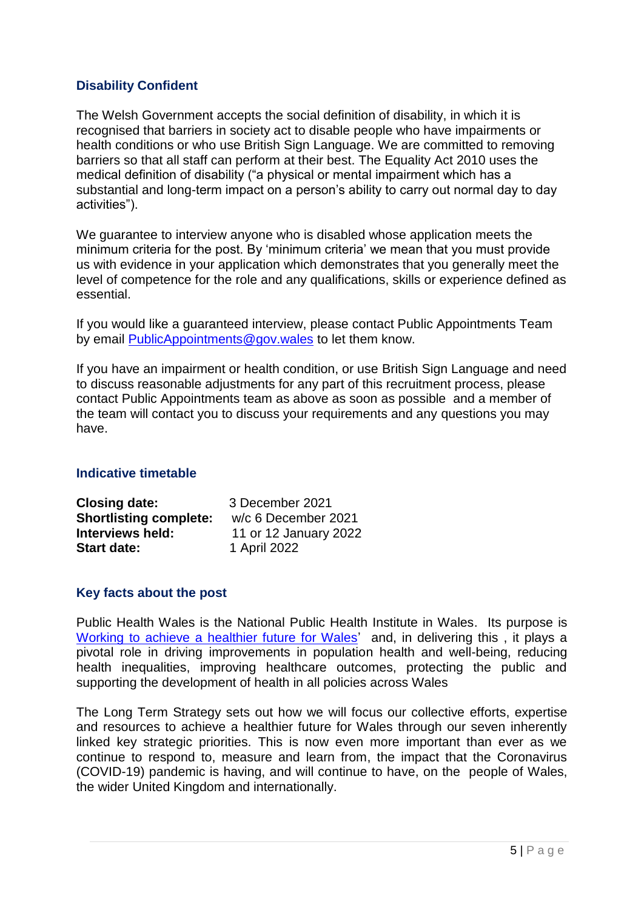### Disability Confident

The Welsh Government accepts the social definition of disability, in which it is recognised that barriers in society act to disable people who have impairments or health conditions or who use British Sign Language. We are committed to removing barriers so that all staff can perform at their best. The Equality Act 2010 uses the medical definition of disability ("a physical or mental impairment which has a substantial and long-term impact on a person's ability to carry out normal day to day activities").

We guarantee to interview anyone who is disabled whose application meets the minimum criteria for the post. By 'minimum criteria' we mean that you must provide us with evidence in your application which demonstrates that you generally meet the level of competence for the role and any qualifications, skills or experience defined as essential.

If you would like a guaranteed interview, please contact Public Appointments Team by email PublicAppointments@gov.wales to let them know.

If you have an impairment or health condition, or use British Sign Language and need to discuss reasonable adjustments for any part of this recruitment process, please contact Public Appointments team as above as soon as possible and a member of the team will contact you to discuss your requirements and any questions you may have.

### Indicative timetable

| | |
|---|---|
| **Closing date:** | 3 December 2021 |
| **Shortlisting complete:** | w/c 6 December 2021 |
| **Interviews held:** | 11 or 12 January 2022 |
| **Start date:** | 1 April 2022 |

### Key facts about the post

Public Health Wales is the National Public Health Institute in Wales. Its purpose is Working to achieve a healthier future for Wales' and, in delivering this , it plays a pivotal role in driving improvements in population health and well-being, reducing health inequalities, improving healthcare outcomes, protecting the public and supporting the development of health in all policies across Wales

The Long Term Strategy sets out how we will focus our collective efforts, expertise and resources to achieve a healthier future for Wales through our seven inherently linked key strategic priorities. This is now even more important than ever as we continue to respond to, measure and learn from, the impact that the Coronavirus (COVID-19) pandemic is having, and will continue to have, on the people of Wales, the wider United Kingdom and internationally.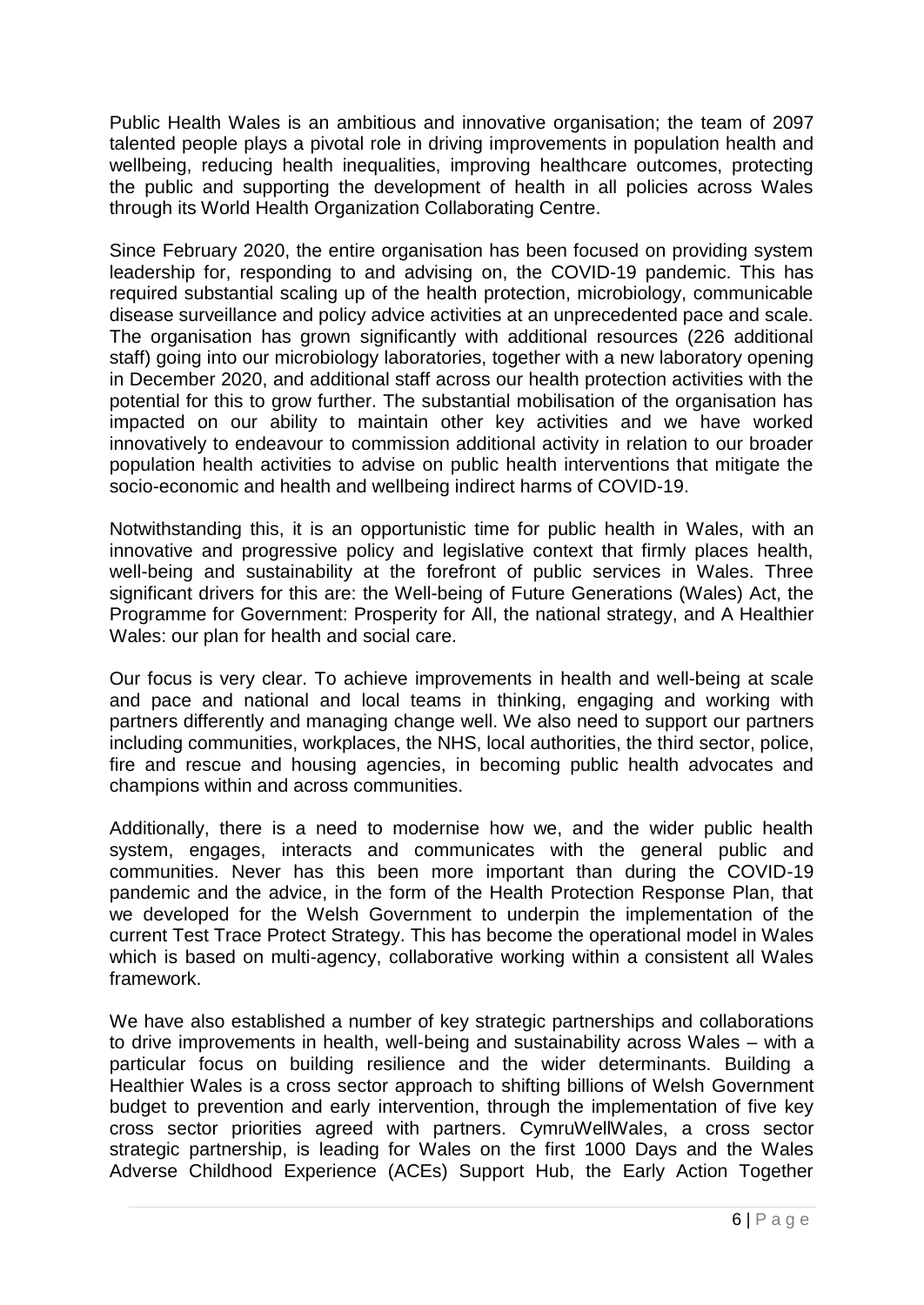Public Health Wales is an ambitious and innovative organisation; the team of 2097 talented people plays a pivotal role in driving improvements in population health and wellbeing, reducing health inequalities, improving healthcare outcomes, protecting the public and supporting the development of health in all policies across Wales through its World Health Organization Collaborating Centre.

Since February 2020, the entire organisation has been focused on providing system leadership for, responding to and advising on, the COVID-19 pandemic. This has required substantial scaling up of the health protection, microbiology, communicable disease surveillance and policy advice activities at an unprecedented pace and scale. The organisation has grown significantly with additional resources (226 additional staff) going into our microbiology laboratories, together with a new laboratory opening in December 2020, and additional staff across our health protection activities with the potential for this to grow further. The substantial mobilisation of the organisation has impacted on our ability to maintain other key activities and we have worked innovatively to endeavour to commission additional activity in relation to our broader population health activities to advise on public health interventions that mitigate the socio-economic and health and wellbeing indirect harms of COVID-19.

Notwithstanding this, it is an opportunistic time for public health in Wales, with an innovative and progressive policy and legislative context that firmly places health, well-being and sustainability at the forefront of public services in Wales. Three significant drivers for this are: the Well-being of Future Generations (Wales) Act, the Programme for Government: Prosperity for All, the national strategy, and A Healthier Wales: our plan for health and social care.

Our focus is very clear. To achieve improvements in health and well-being at scale and pace and national and local teams in thinking, engaging and working with partners differently and managing change well. We also need to support our partners including communities, workplaces, the NHS, local authorities, the third sector, police, fire and rescue and housing agencies, in becoming public health advocates and champions within and across communities.

Additionally, there is a need to modernise how we, and the wider public health system, engages, interacts and communicates with the general public and communities. Never has this been more important than during the COVID-19 pandemic and the advice, in the form of the Health Protection Response Plan, that we developed for the Welsh Government to underpin the implementation of the current Test Trace Protect Strategy. This has become the operational model in Wales which is based on multi-agency, collaborative working within a consistent all Wales framework.

We have also established a number of key strategic partnerships and collaborations to drive improvements in health, well-being and sustainability across Wales – with a particular focus on building resilience and the wider determinants. Building a Healthier Wales is a cross sector approach to shifting billions of Welsh Government budget to prevention and early intervention, through the implementation of five key cross sector priorities agreed with partners. CymruWellWales, a cross sector strategic partnership, is leading for Wales on the first 1000 Days and the Wales Adverse Childhood Experience (ACEs) Support Hub, the Early Action Together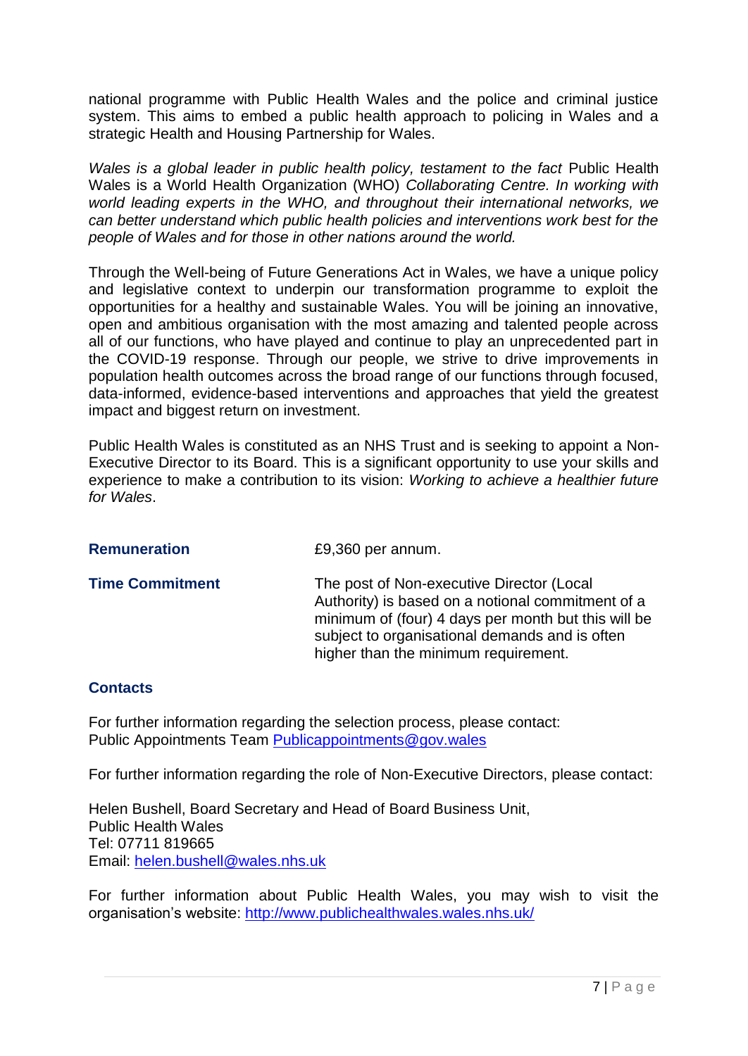national programme with Public Health Wales and the police and criminal justice system. This aims to embed a public health approach to policing in Wales and a strategic Health and Housing Partnership for Wales.

*Wales is a global leader in public health policy, testament to the fact* Public Health Wales is a World Health Organization (WHO) *Collaborating Centre. In working with world leading experts in the WHO, and throughout their international networks, we can better understand which public health policies and interventions work best for the people of Wales and for those in other nations around the world.*

Through the Well-being of Future Generations Act in Wales, we have a unique policy and legislative context to underpin our transformation programme to exploit the opportunities for a healthy and sustainable Wales. You will be joining an innovative, open and ambitious organisation with the most amazing and talented people across all of our functions, who have played and continue to play an unprecedented part in the COVID-19 response. Through our people, we strive to drive improvements in population health outcomes across the broad range of our functions through focused, data-informed, evidence-based interventions and approaches that yield the greatest impact and biggest return on investment.

Public Health Wales is constituted as an NHS Trust and is seeking to appoint a Non-Executive Director to its Board. This is a significant opportunity to use your skills and experience to make a contribution to its vision: *Working to achieve a healthier future for Wales*.

| | |
|---|---|
| **Remuneration** | £9,360 per annum. |
| **Time Commitment** | The post of Non-executive Director (Local Authority) is based on a notional commitment of a minimum of (four) 4 days per month but this will be subject to organisational demands and is often higher than the minimum requirement. |

**Contacts**

For further information regarding the selection process, please contact:
Public Appointments Team Publicappointments@gov.wales

For further information regarding the role of Non-Executive Directors, please contact:

Helen Bushell, Board Secretary and Head of Board Business Unit,
Public Health Wales
Tel: 07711 819665
Email: helen.bushell@wales.nhs.uk

For further information about Public Health Wales, you may wish to visit the organisation's website: http://www.publichealthwales.wales.nhs.uk/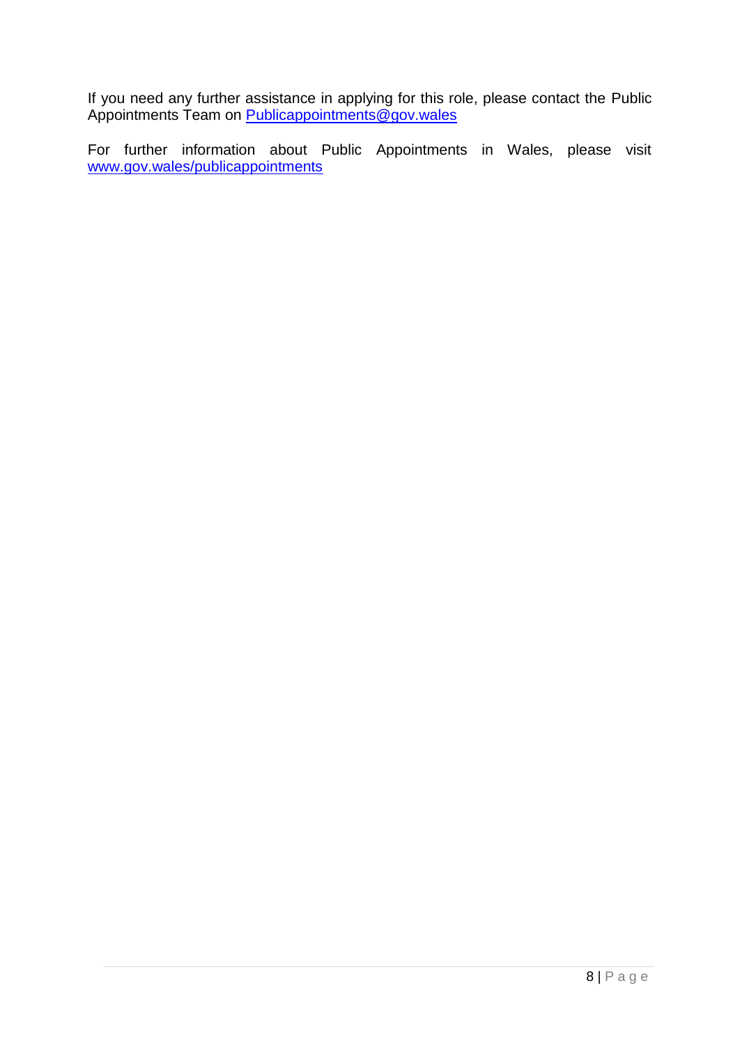If you need any further assistance in applying for this role, please contact the Public Appointments Team on Publicappointments@gov.wales

For further information about Public Appointments in Wales, please visit www.gov.wales/publicappointments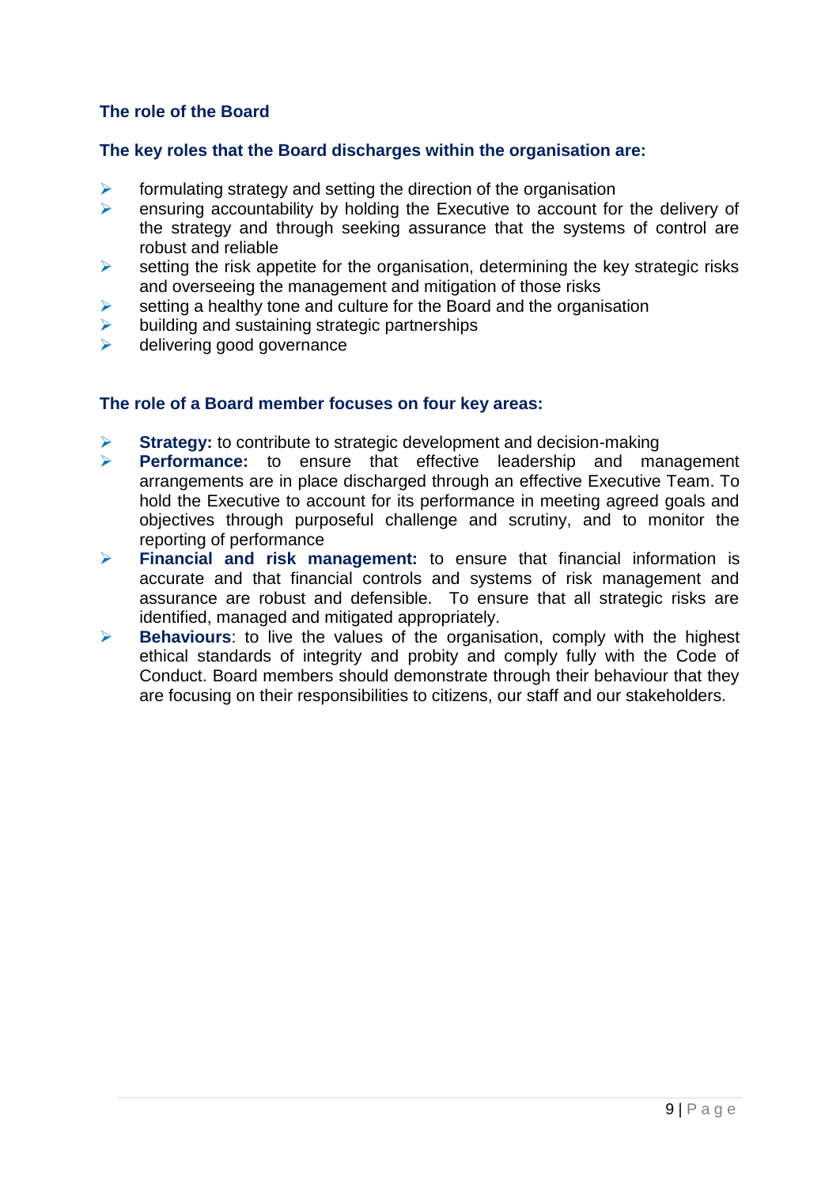## The role of the Board

### The key roles that the Board discharges within the organisation are:

- formulating strategy and setting the direction of the organisation
- ensuring accountability by holding the Executive to account for the delivery of the strategy and through seeking assurance that the systems of control are robust and reliable
- setting the risk appetite for the organisation, determining the key strategic risks and overseeing the management and mitigation of those risks
- setting a healthy tone and culture for the Board and the organisation
- building and sustaining strategic partnerships
- delivering good governance

### The role of a Board member focuses on four key areas:

- **Strategy:** to contribute to strategic development and decision-making
- **Performance:** to ensure that effective leadership and management arrangements are in place discharged through an effective Executive Team. To hold the Executive to account for its performance in meeting agreed goals and objectives through purposeful challenge and scrutiny, and to monitor the reporting of performance
- **Financial and risk management:** to ensure that financial information is accurate and that financial controls and systems of risk management and assurance are robust and defensible. To ensure that all strategic risks are identified, managed and mitigated appropriately.
- **Behaviours**: to live the values of the organisation, comply with the highest ethical standards of integrity and probity and comply fully with the Code of Conduct. Board members should demonstrate through their behaviour that they are focusing on their responsibilities to citizens, our staff and our stakeholders.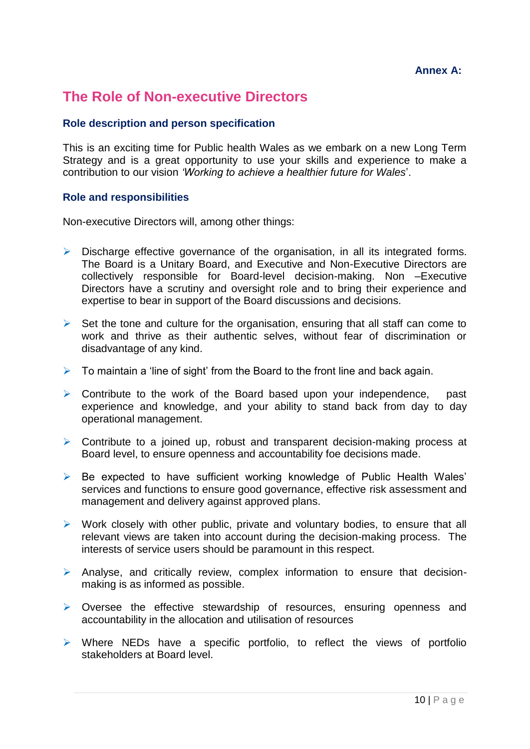**Annex A:**

# The Role of Non-executive Directors

### Role description and person specification

This is an exciting time for Public health Wales as we embark on a new Long Term Strategy and is a great opportunity to use your skills and experience to make a contribution to our vision *'Working to achieve a healthier future for Wales*'.

### Role and responsibilities

Non-executive Directors will, among other things:

- Discharge effective governance of the organisation, in all its integrated forms. The Board is a Unitary Board, and Executive and Non-Executive Directors are collectively responsible for Board-level decision-making. Non –Executive Directors have a scrutiny and oversight role and to bring their experience and expertise to bear in support of the Board discussions and decisions.
- Set the tone and culture for the organisation, ensuring that all staff can come to work and thrive as their authentic selves, without fear of discrimination or disadvantage of any kind.
- To maintain a 'line of sight' from the Board to the front line and back again.
- Contribute to the work of the Board based upon your independence, past experience and knowledge, and your ability to stand back from day to day operational management.
- Contribute to a joined up, robust and transparent decision-making process at Board level, to ensure openness and accountability foe decisions made.
- Be expected to have sufficient working knowledge of Public Health Wales' services and functions to ensure good governance, effective risk assessment and management and delivery against approved plans.
- Work closely with other public, private and voluntary bodies, to ensure that all relevant views are taken into account during the decision-making process. The interests of service users should be paramount in this respect.
- Analyse, and critically review, complex information to ensure that decision-making is as informed as possible.
- Oversee the effective stewardship of resources, ensuring openness and accountability in the allocation and utilisation of resources
- Where NEDs have a specific portfolio, to reflect the views of portfolio stakeholders at Board level.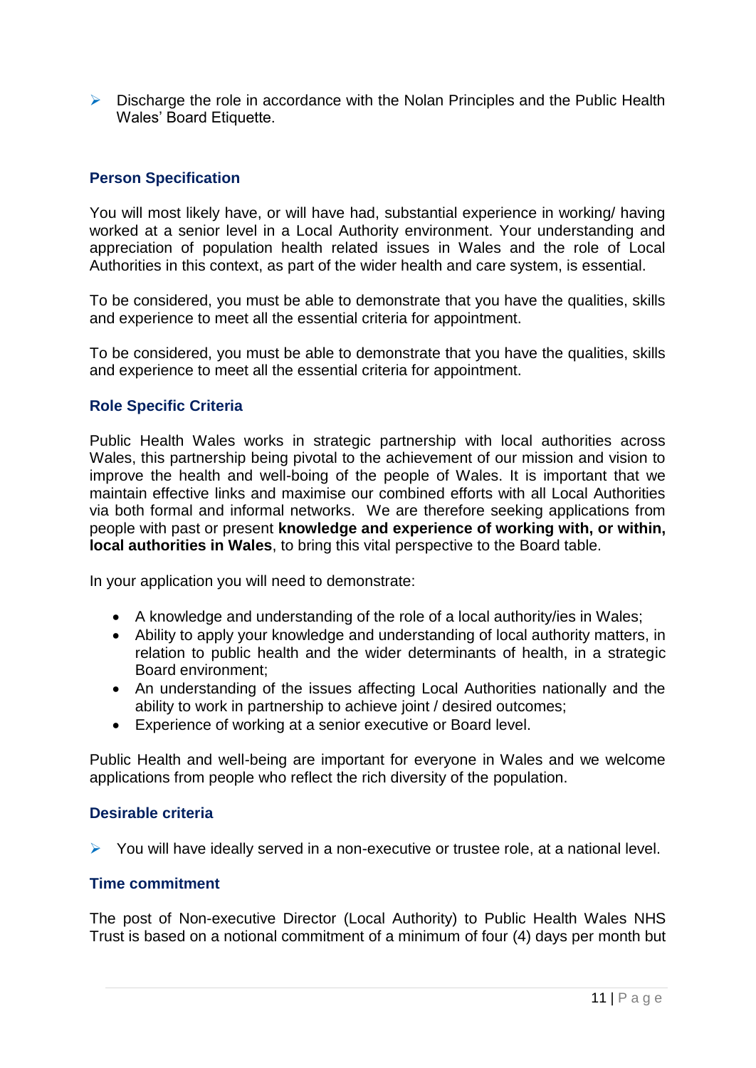- Discharge the role in accordance with the Nolan Principles and the Public Health Wales' Board Etiquette.

### Person Specification

You will most likely have, or will have had, substantial experience in working/ having worked at a senior level in a Local Authority environment. Your understanding and appreciation of population health related issues in Wales and the role of Local Authorities in this context, as part of the wider health and care system, is essential.

To be considered, you must be able to demonstrate that you have the qualities, skills and experience to meet all the essential criteria for appointment.

To be considered, you must be able to demonstrate that you have the qualities, skills and experience to meet all the essential criteria for appointment.

### Role Specific Criteria

Public Health Wales works in strategic partnership with local authorities across Wales, this partnership being pivotal to the achievement of our mission and vision to improve the health and well-boing of the people of Wales. It is important that we maintain effective links and maximise our combined efforts with all Local Authorities via both formal and informal networks. We are therefore seeking applications from people with past or present **knowledge and experience of working with, or within, local authorities in Wales**, to bring this vital perspective to the Board table.

In your application you will need to demonstrate:

- A knowledge and understanding of the role of a local authority/ies in Wales;
- Ability to apply your knowledge and understanding of local authority matters, in relation to public health and the wider determinants of health, in a strategic Board environment;
- An understanding of the issues affecting Local Authorities nationally and the ability to work in partnership to achieve joint / desired outcomes;
- Experience of working at a senior executive or Board level.

Public Health and well-being are important for everyone in Wales and we welcome applications from people who reflect the rich diversity of the population.

### Desirable criteria

- You will have ideally served in a non-executive or trustee role, at a national level.

### Time commitment

The post of Non-executive Director (Local Authority) to Public Health Wales NHS Trust is based on a notional commitment of a minimum of four (4) days per month but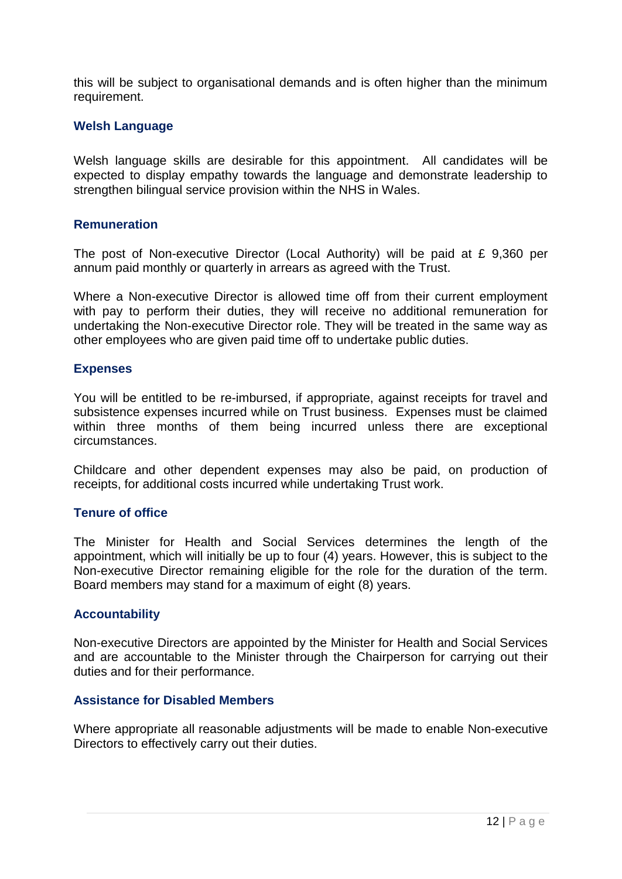this will be subject to organisational demands and is often higher than the minimum requirement.

### Welsh Language

Welsh language skills are desirable for this appointment. All candidates will be expected to display empathy towards the language and demonstrate leadership to strengthen bilingual service provision within the NHS in Wales.

### Remuneration

The post of Non-executive Director (Local Authority) will be paid at £ 9,360 per annum paid monthly or quarterly in arrears as agreed with the Trust.

Where a Non-executive Director is allowed time off from their current employment with pay to perform their duties, they will receive no additional remuneration for undertaking the Non-executive Director role. They will be treated in the same way as other employees who are given paid time off to undertake public duties.

### Expenses

You will be entitled to be re-imbursed, if appropriate, against receipts for travel and subsistence expenses incurred while on Trust business. Expenses must be claimed within three months of them being incurred unless there are exceptional circumstances.

Childcare and other dependent expenses may also be paid, on production of receipts, for additional costs incurred while undertaking Trust work.

### Tenure of office

The Minister for Health and Social Services determines the length of the appointment, which will initially be up to four (4) years. However, this is subject to the Non-executive Director remaining eligible for the role for the duration of the term. Board members may stand for a maximum of eight (8) years.

### Accountability

Non-executive Directors are appointed by the Minister for Health and Social Services and are accountable to the Minister through the Chairperson for carrying out their duties and for their performance.

### Assistance for Disabled Members

Where appropriate all reasonable adjustments will be made to enable Non-executive Directors to effectively carry out their duties.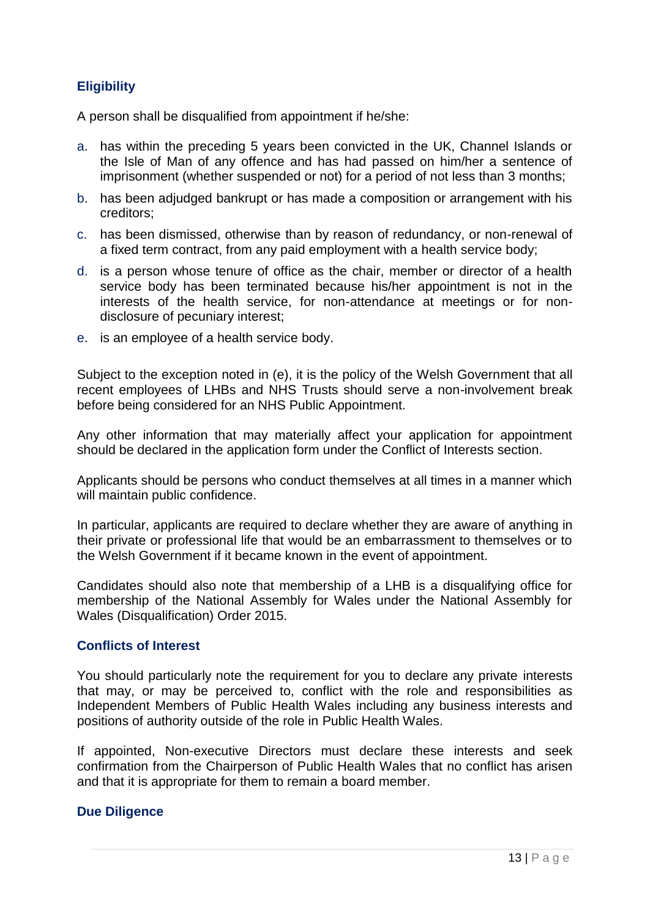## Eligibility

A person shall be disqualified from appointment if he/she:

a. has within the preceding 5 years been convicted in the UK, Channel Islands or the Isle of Man of any offence and has had passed on him/her a sentence of imprisonment (whether suspended or not) for a period of not less than 3 months;
b. has been adjudged bankrupt or has made a composition or arrangement with his creditors;
c. has been dismissed, otherwise than by reason of redundancy, or non-renewal of a fixed term contract, from any paid employment with a health service body;
d. is a person whose tenure of office as the chair, member or director of a health service body has been terminated because his/her appointment is not in the interests of the health service, for non-attendance at meetings or for non-disclosure of pecuniary interest;
e. is an employee of a health service body.

Subject to the exception noted in (e), it is the policy of the Welsh Government that all recent employees of LHBs and NHS Trusts should serve a non-involvement break before being considered for an NHS Public Appointment.

Any other information that may materially affect your application for appointment should be declared in the application form under the Conflict of Interests section.

Applicants should be persons who conduct themselves at all times in a manner which will maintain public confidence.

In particular, applicants are required to declare whether they are aware of anything in their private or professional life that would be an embarrassment to themselves or to the Welsh Government if it became known in the event of appointment.

Candidates should also note that membership of a LHB is a disqualifying office for membership of the National Assembly for Wales under the National Assembly for Wales (Disqualification) Order 2015.

## Conflicts of Interest

You should particularly note the requirement for you to declare any private interests that may, or may be perceived to, conflict with the role and responsibilities as Independent Members of Public Health Wales including any business interests and positions of authority outside of the role in Public Health Wales.

If appointed, Non-executive Directors must declare these interests and seek confirmation from the Chairperson of Public Health Wales that no conflict has arisen and that it is appropriate for them to remain a board member.

## Due Diligence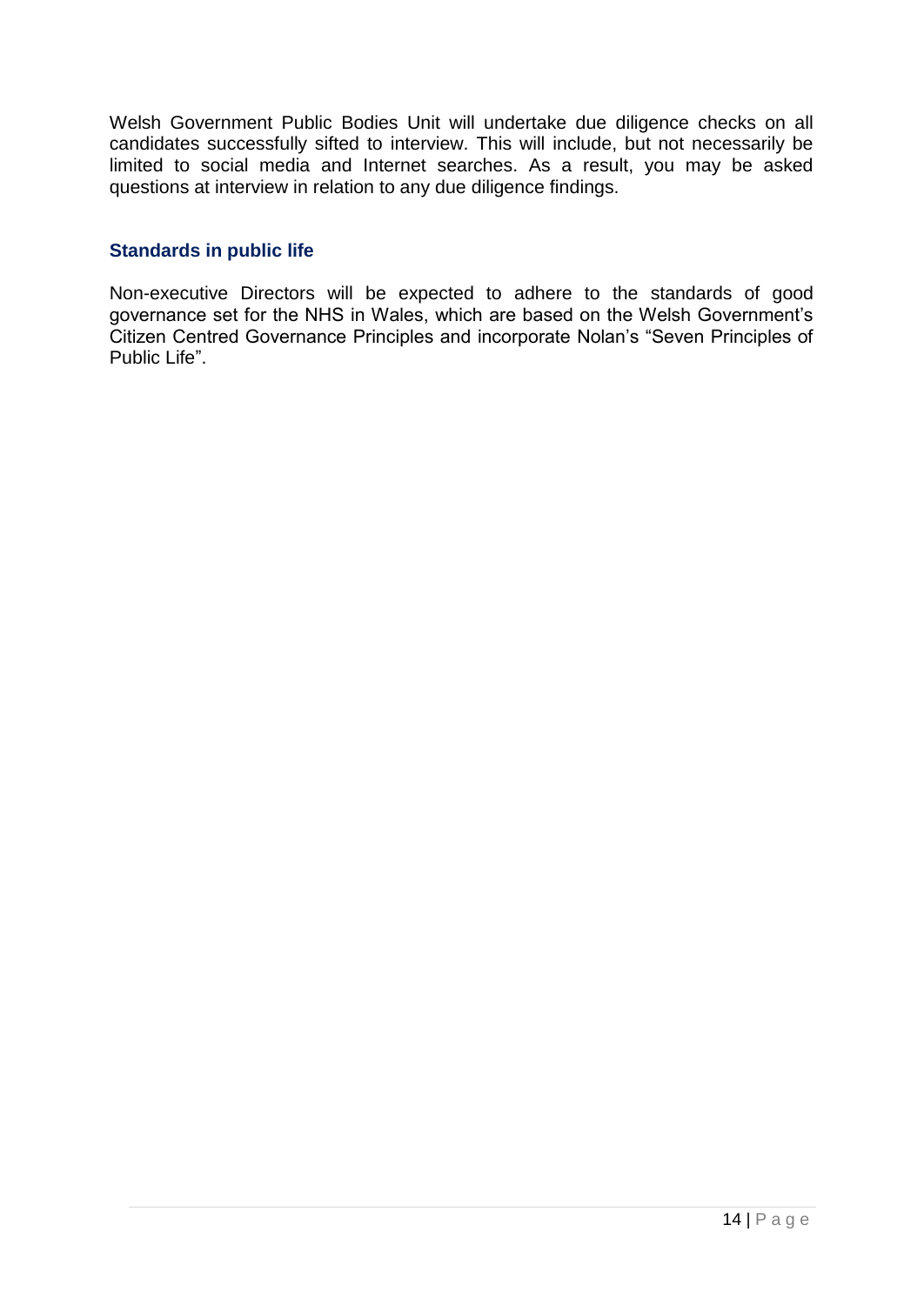Welsh Government Public Bodies Unit will undertake due diligence checks on all candidates successfully sifted to interview. This will include, but not necessarily be limited to social media and Internet searches. As a result, you may be asked questions at interview in relation to any due diligence findings.

### Standards in public life

Non-executive Directors will be expected to adhere to the standards of good governance set for the NHS in Wales, which are based on the Welsh Government's Citizen Centred Governance Principles and incorporate Nolan's "Seven Principles of Public Life".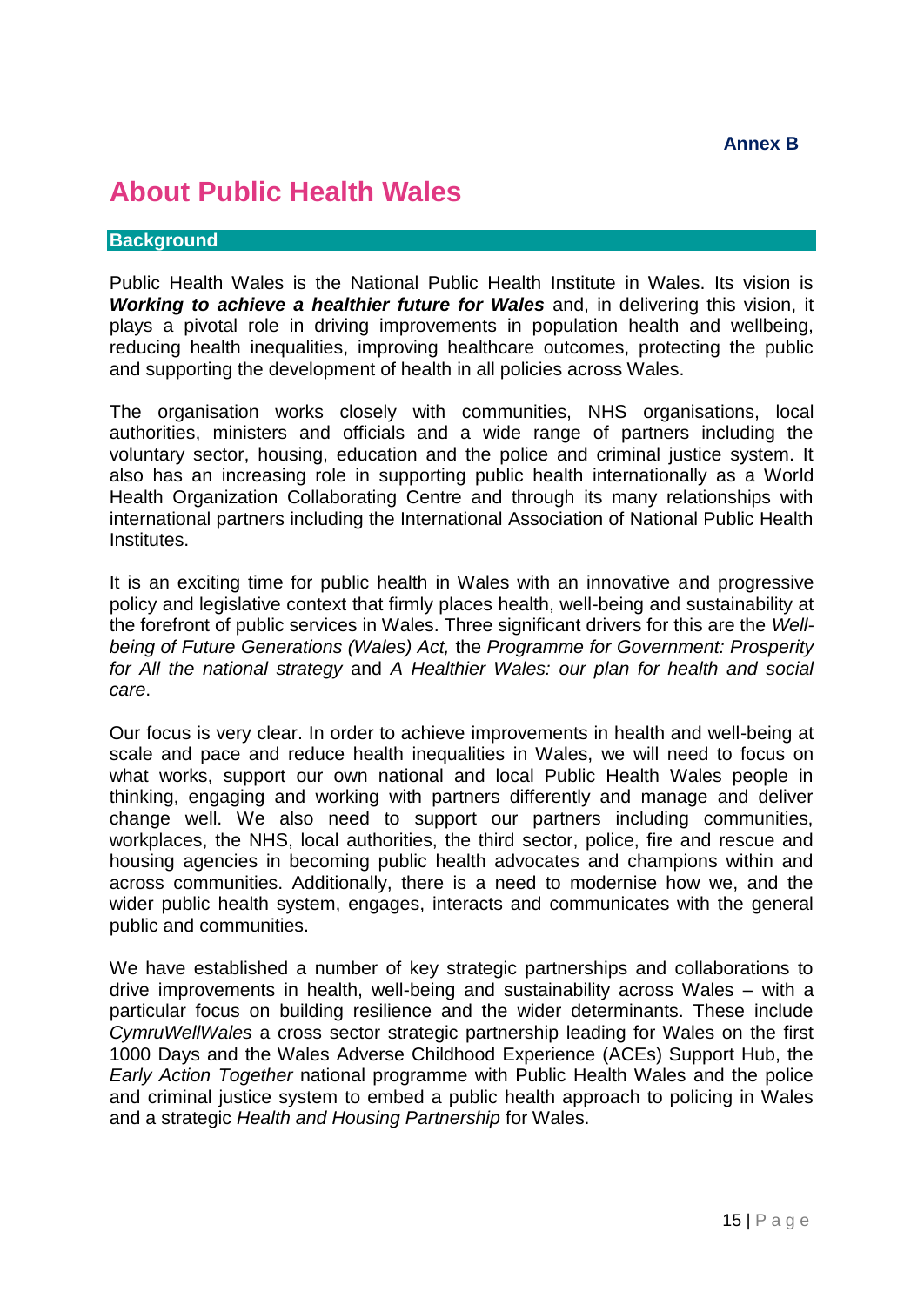**Annex B**

# About Public Health Wales

## Background

Public Health Wales is the National Public Health Institute in Wales. Its vision is ***Working to achieve a healthier future for Wales*** and, in delivering this vision, it plays a pivotal role in driving improvements in population health and wellbeing, reducing health inequalities, improving healthcare outcomes, protecting the public and supporting the development of health in all policies across Wales.

The organisation works closely with communities, NHS organisations, local authorities, ministers and officials and a wide range of partners including the voluntary sector, housing, education and the police and criminal justice system. It also has an increasing role in supporting public health internationally as a World Health Organization Collaborating Centre and through its many relationships with international partners including the International Association of National Public Health Institutes.

It is an exciting time for public health in Wales with an innovative and progressive policy and legislative context that firmly places health, well-being and sustainability at the forefront of public services in Wales. Three significant drivers for this are the *Well-being of Future Generations (Wales) Act,* the *Programme for Government: Prosperity for All the national strategy* and *A Healthier Wales: our plan for health and social care*.

Our focus is very clear. In order to achieve improvements in health and well-being at scale and pace and reduce health inequalities in Wales, we will need to focus on what works, support our own national and local Public Health Wales people in thinking, engaging and working with partners differently and manage and deliver change well. We also need to support our partners including communities, workplaces, the NHS, local authorities, the third sector, police, fire and rescue and housing agencies in becoming public health advocates and champions within and across communities. Additionally, there is a need to modernise how we, and the wider public health system, engages, interacts and communicates with the general public and communities.

We have established a number of key strategic partnerships and collaborations to drive improvements in health, well-being and sustainability across Wales – with a particular focus on building resilience and the wider determinants. These include *CymruWellWales* a cross sector strategic partnership leading for Wales on the first 1000 Days and the Wales Adverse Childhood Experience (ACEs) Support Hub, the *Early Action Together* national programme with Public Health Wales and the police and criminal justice system to embed a public health approach to policing in Wales and a strategic *Health and Housing Partnership* for Wales.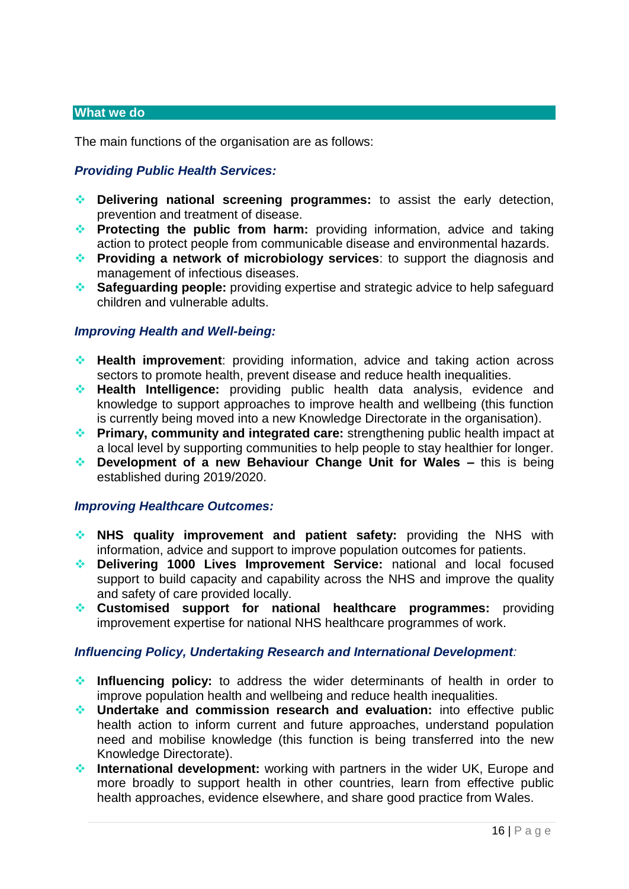## What we do

The main functions of the organisation are as follows:

### *Providing Public Health Services:*

- **Delivering national screening programmes:** to assist the early detection, prevention and treatment of disease.
- **Protecting the public from harm:** providing information, advice and taking action to protect people from communicable disease and environmental hazards.
- **Providing a network of microbiology services**: to support the diagnosis and management of infectious diseases.
- **Safeguarding people:** providing expertise and strategic advice to help safeguard children and vulnerable adults.

### *Improving Health and Well-being:*

- **Health improvement**: providing information, advice and taking action across sectors to promote health, prevent disease and reduce health inequalities.
- **Health Intelligence:** providing public health data analysis, evidence and knowledge to support approaches to improve health and wellbeing (this function is currently being moved into a new Knowledge Directorate in the organisation).
- **Primary, community and integrated care:** strengthening public health impact at a local level by supporting communities to help people to stay healthier for longer.
- **Development of a new Behaviour Change Unit for Wales –** this is being established during 2019/2020.

### *Improving Healthcare Outcomes:*

- **NHS quality improvement and patient safety:** providing the NHS with information, advice and support to improve population outcomes for patients.
- **Delivering 1000 Lives Improvement Service:** national and local focused support to build capacity and capability across the NHS and improve the quality and safety of care provided locally.
- **Customised support for national healthcare programmes:** providing improvement expertise for national NHS healthcare programmes of work.

### *Influencing Policy, Undertaking Research and International Development:*

- **Influencing policy:** to address the wider determinants of health in order to improve population health and wellbeing and reduce health inequalities.
- **Undertake and commission research and evaluation:** into effective public health action to inform current and future approaches, understand population need and mobilise knowledge (this function is being transferred into the new Knowledge Directorate).
- **International development:** working with partners in the wider UK, Europe and more broadly to support health in other countries, learn from effective public health approaches, evidence elsewhere, and share good practice from Wales.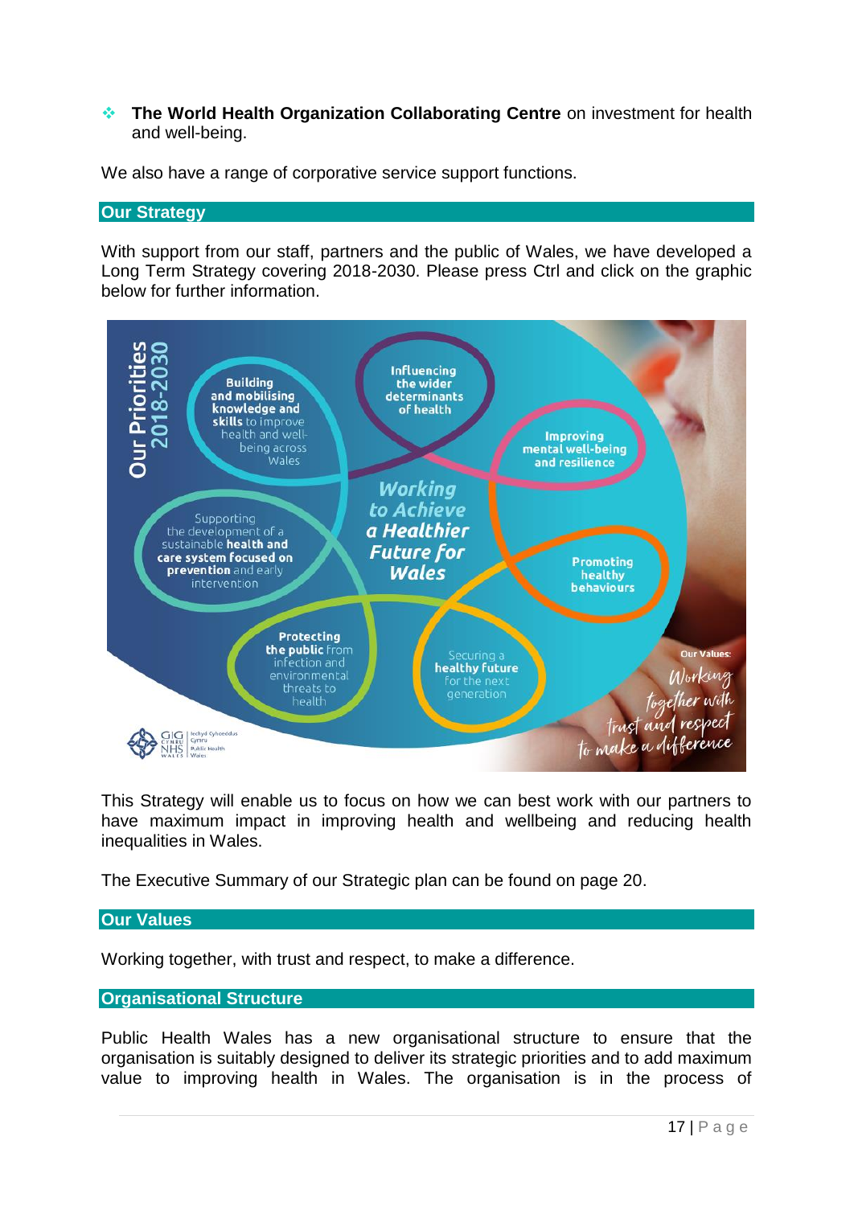- **The World Health Organization Collaborating Centre** on investment for health and well-being.

We also have a range of corporative service support functions.

## Our Strategy

With support from our staff, partners and the public of Wales, we have developed a Long Term Strategy covering 2018-2030. Please press Ctrl and click on the graphic below for further information.

**Our Priorities 2018-2030**

**Working to Achieve a Healthier Future for Wales**

- **Building and mobilising knowledge and skills** to improve health and well-being across Wales
- **Influencing the wider determinants of health**
- **Improving mental well-being and resilience**
- **Promoting healthy behaviours**
- Securing a **healthy future** for the next generation
- **Protecting the public** from infection and environmental threats to health
- Supporting the development of a sustainable **health and care system focused on prevention** and early intervention

**Our Values:** *Working together with trust and respect to make a difference*

This Strategy will enable us to focus on how we can best work with our partners to have maximum impact in improving health and wellbeing and reducing health inequalities in Wales.

The Executive Summary of our Strategic plan can be found on page 20.

## Our Values

Working together, with trust and respect, to make a difference.

## Organisational Structure

Public Health Wales has a new organisational structure to ensure that the organisation is suitably designed to deliver its strategic priorities and to add maximum value to improving health in Wales. The organisation is in the process of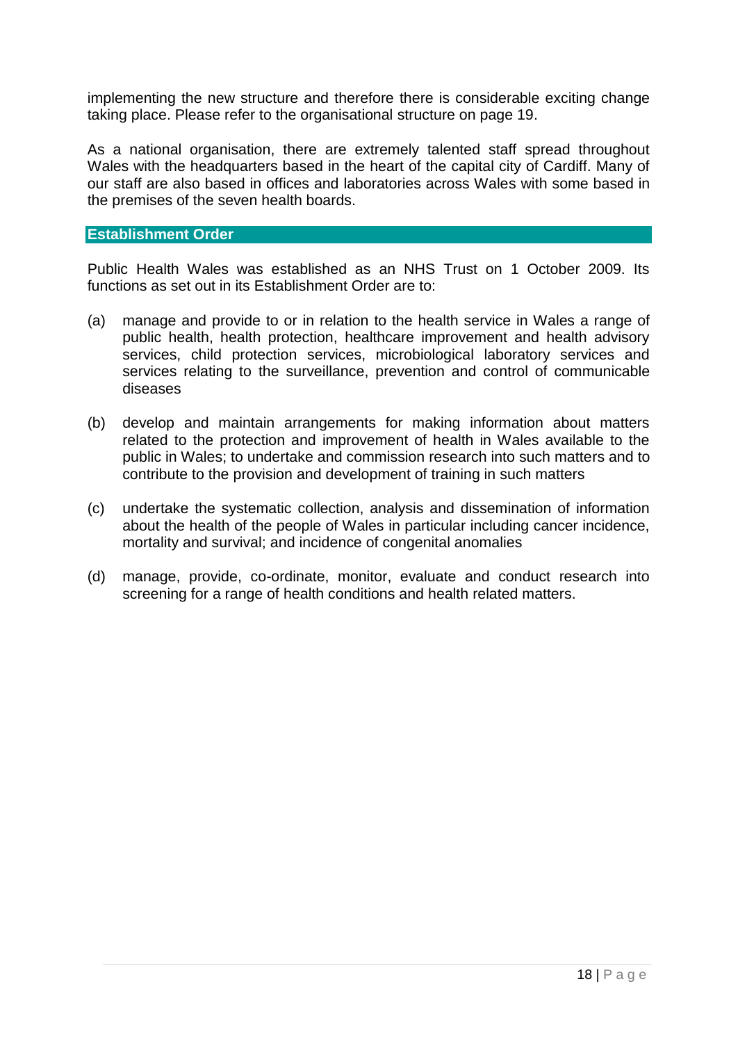implementing the new structure and therefore there is considerable exciting change taking place. Please refer to the organisational structure on page 19.

As a national organisation, there are extremely talented staff spread throughout Wales with the headquarters based in the heart of the capital city of Cardiff. Many of our staff are also based in offices and laboratories across Wales with some based in the premises of the seven health boards.

## Establishment Order

Public Health Wales was established as an NHS Trust on 1 October 2009. Its functions as set out in its Establishment Order are to:

(a) manage and provide to or in relation to the health service in Wales a range of public health, health protection, healthcare improvement and health advisory services, child protection services, microbiological laboratory services and services relating to the surveillance, prevention and control of communicable diseases

(b) develop and maintain arrangements for making information about matters related to the protection and improvement of health in Wales available to the public in Wales; to undertake and commission research into such matters and to contribute to the provision and development of training in such matters

(c) undertake the systematic collection, analysis and dissemination of information about the health of the people of Wales in particular including cancer incidence, mortality and survival; and incidence of congenital anomalies

(d) manage, provide, co-ordinate, monitor, evaluate and conduct research into screening for a range of health conditions and health related matters.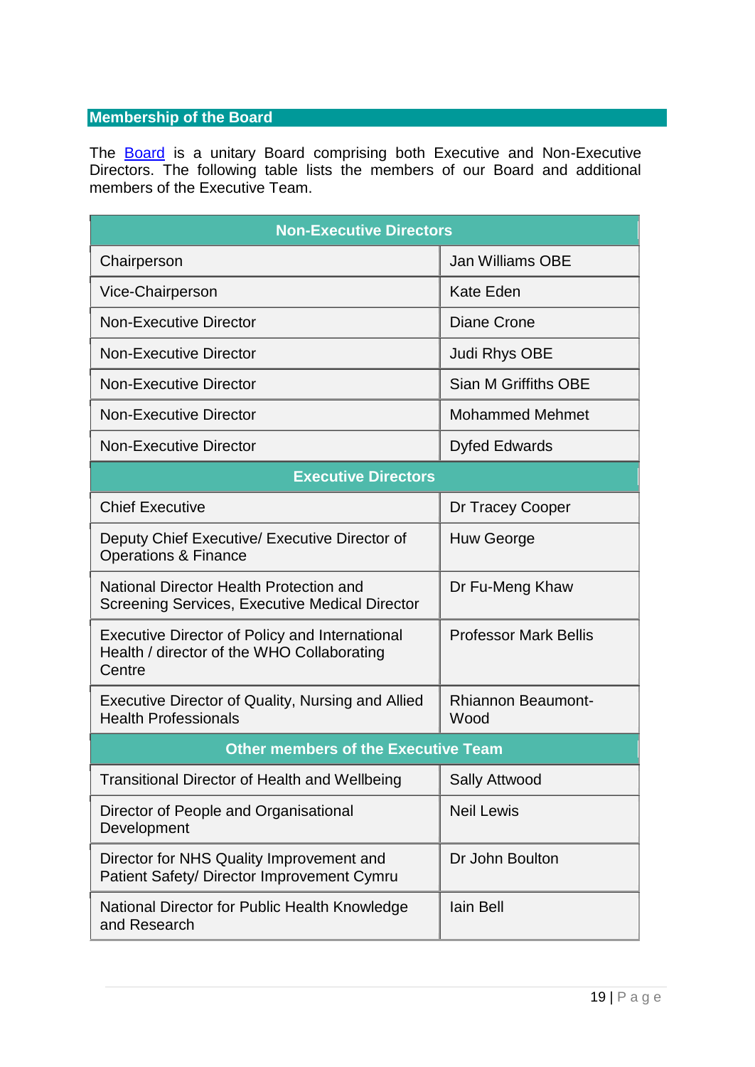## Membership of the Board

The [Board](#) is a unitary Board comprising both Executive and Non-Executive Directors. The following table lists the members of our Board and additional members of the Executive Team.

| Non-Executive Directors | |
|---|---|
| Chairperson | Jan Williams OBE |
| Vice-Chairperson | Kate Eden |
| Non-Executive Director | Diane Crone |
| Non-Executive Director | Judi Rhys OBE |
| Non-Executive Director | Sian M Griffiths OBE |
| Non-Executive Director | Mohammed Mehmet |
| Non-Executive Director | Dyfed Edwards |
| **Executive Directors** | |
| Chief Executive | Dr Tracey Cooper |
| Deputy Chief Executive/ Executive Director of Operations & Finance | Huw George |
| National Director Health Protection and Screening Services, Executive Medical Director | Dr Fu-Meng Khaw |
| Executive Director of Policy and International Health / director of the WHO Collaborating Centre | Professor Mark Bellis |
| Executive Director of Quality, Nursing and Allied Health Professionals | Rhiannon Beaumont-Wood |
| **Other members of the Executive Team** | |
| Transitional Director of Health and Wellbeing | Sally Attwood |
| Director of People and Organisational Development | Neil Lewis |
| Director for NHS Quality Improvement and Patient Safety/ Director Improvement Cymru | Dr John Boulton |
| National Director for Public Health Knowledge and Research | Iain Bell |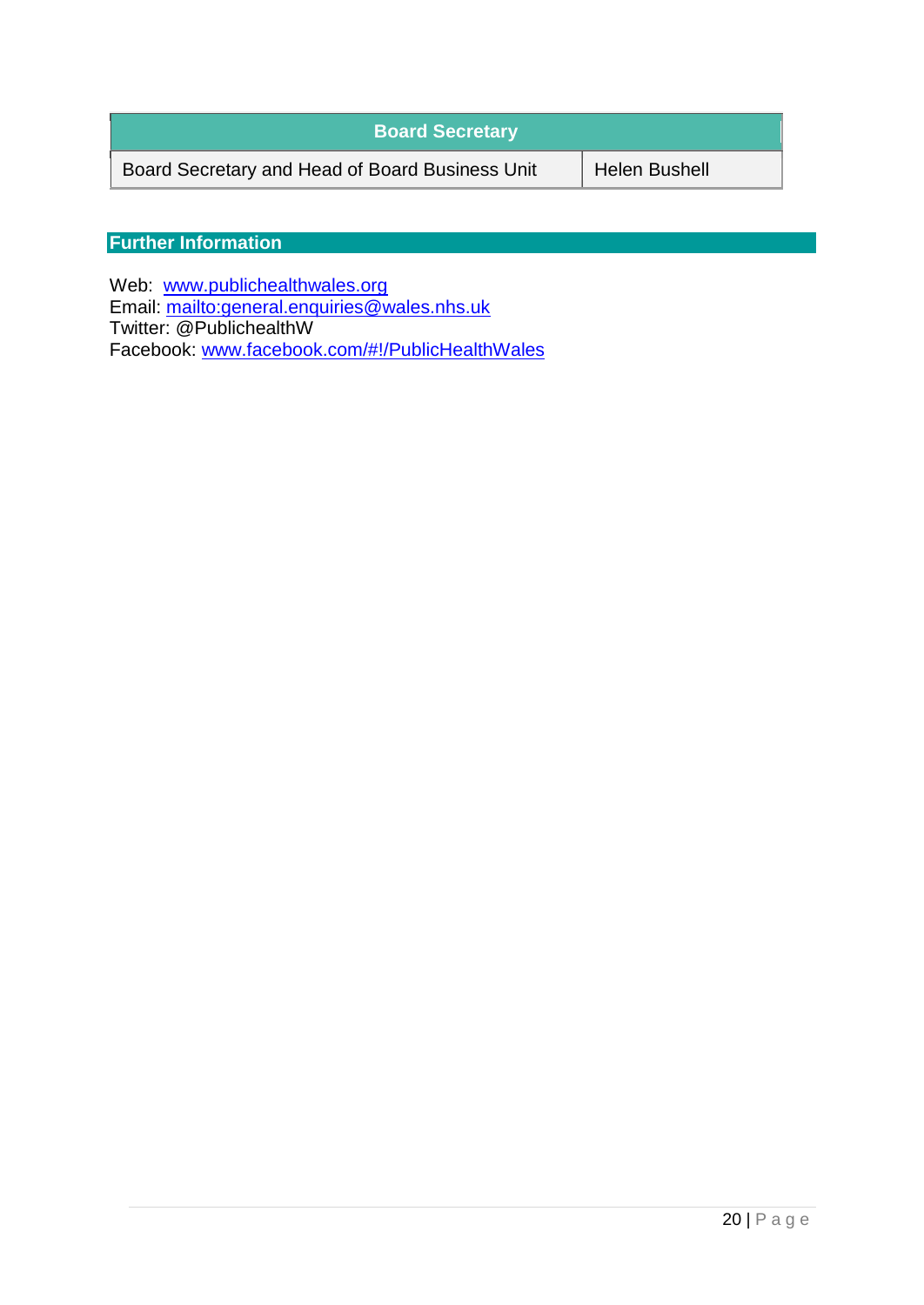| Board Secretary | |
|---|---|
| Board Secretary and Head of Board Business Unit | Helen Bushell |

## Further Information

Web: www.publichealthwales.org
Email: mailto:general.enquiries@wales.nhs.uk
Twitter: @PublichealthW
Facebook: www.facebook.com/#!/PublicHealthWales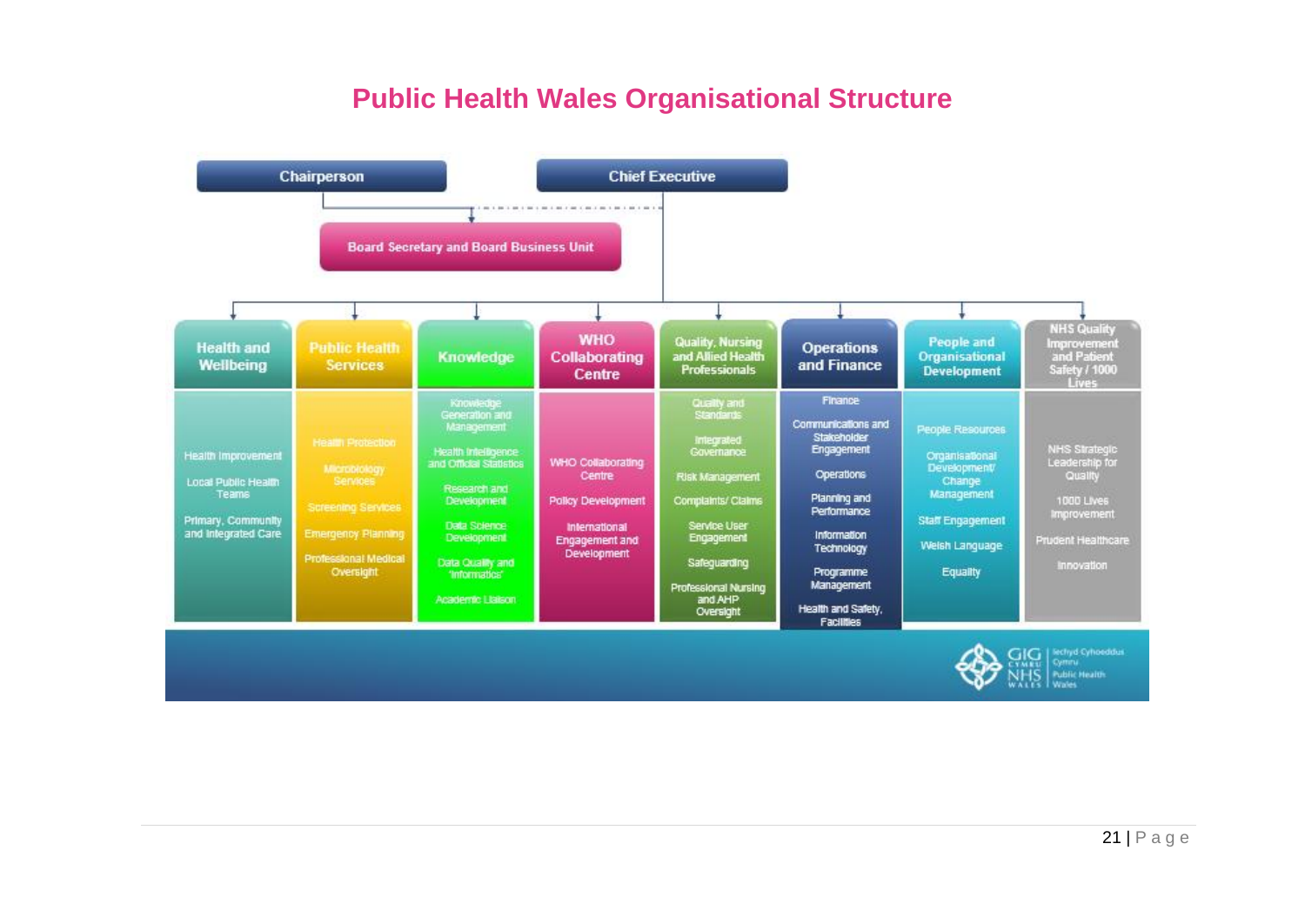# Public Health Wales Organisational Structure

**Chairperson**

**Chief Executive**

**Board Secretary and Board Business Unit**

| Health and Wellbeing | Public Health Services | Knowledge | WHO Collaborating Centre | Quality, Nursing and Allied Health Professionals | Operations and Finance | People and Organisational Development | NHS Quality Improvement and Patient Safety / 1000 Lives |
|---|---|---|---|---|---|---|---|
| Health Improvement | Health Protection | Knowledge Generation and Management | WHO Collaborating Centre | Quality and Standards | Finance | People Resources | NHS Strategic Leadership for Quality |
| Local Public Health Teams | Microbiology Services | Health Intelligence and Official Statistics | Policy Development | Integrated Governance | Communications and Stakeholder Engagement | Organisational Development/ Change Management | 1000 Lives Improvement |
| Primary, Community and Integrated Care | Screening Services | Research and Development | International Engagement and Development | Risk Management | Operations | Staff Engagement | Prudent Healthcare |
| | Emergency Planning | Data Science Development | | Complaints/ Claims | Planning and Performance | Welsh Language | Innovation |
| | Professional Medical Oversight | Data Quality and 'Informatics' | | Service User Engagement | Information Technology | Equality | |
| | | Academic Liaison | | Safeguarding | Programme Management | | |
| | | | | Professional Nursing and AHP Oversight | Health and Safety, Facilities | | |

GIG Cymru / NHS Wales — Iechyd Cyhoeddus Cymru / Public Health Wales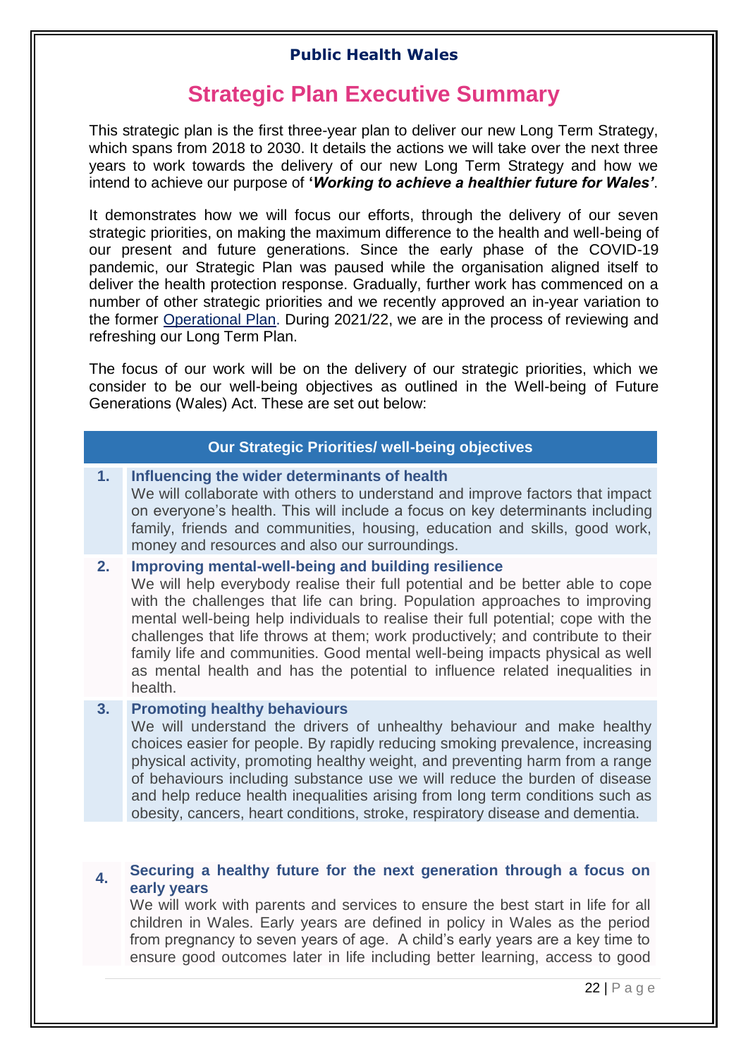**Public Health Wales**

# Strategic Plan Executive Summary

This strategic plan is the first three-year plan to deliver our new Long Term Strategy, which spans from 2018 to 2030. It details the actions we will take over the next three years to work towards the delivery of our new Long Term Strategy and how we intend to achieve our purpose of **'*Working to achieve a healthier future for Wales'***.

It demonstrates how we will focus our efforts, through the delivery of our seven strategic priorities, on making the maximum difference to the health and well-being of our present and future generations. Since the early phase of the COVID-19 pandemic, our Strategic Plan was paused while the organisation aligned itself to deliver the health protection response. Gradually, further work has commenced on a number of other strategic priorities and we recently approved an in-year variation to the former Operational Plan. During 2021/22, we are in the process of reviewing and refreshing our Long Term Plan.

The focus of our work will be on the delivery of our strategic priorities, which we consider to be our well-being objectives as outlined in the Well-being of Future Generations (Wales) Act. These are set out below:

| | Our Strategic Priorities/ well-being objectives |
|---|---|
| **1.** | **Influencing the wider determinants of health**<br>We will collaborate with others to understand and improve factors that impact on everyone's health. This will include a focus on key determinants including family, friends and communities, housing, education and skills, good work, money and resources and also our surroundings. |
| **2.** | **Improving mental-well-being and building resilience**<br>We will help everybody realise their full potential and be better able to cope with the challenges that life can bring. Population approaches to improving mental well-being help individuals to realise their full potential; cope with the challenges that life throws at them; work productively; and contribute to their family life and communities. Good mental well-being impacts physical as well as mental health and has the potential to influence related inequalities in health. |
| **3.** | **Promoting healthy behaviours**<br>We will understand the drivers of unhealthy behaviour and make healthy choices easier for people. By rapidly reducing smoking prevalence, increasing physical activity, promoting healthy weight, and preventing harm from a range of behaviours including substance use we will reduce the burden of disease and help reduce health inequalities arising from long term conditions such as obesity, cancers, heart conditions, stroke, respiratory disease and dementia. |
| **4.** | **Securing a healthy future for the next generation through a focus on early years**<br>We will work with parents and services to ensure the best start in life for all children in Wales. Early years are defined in policy in Wales as the period from pregnancy to seven years of age. A child's early years are a key time to ensure good outcomes later in life including better learning, access to good |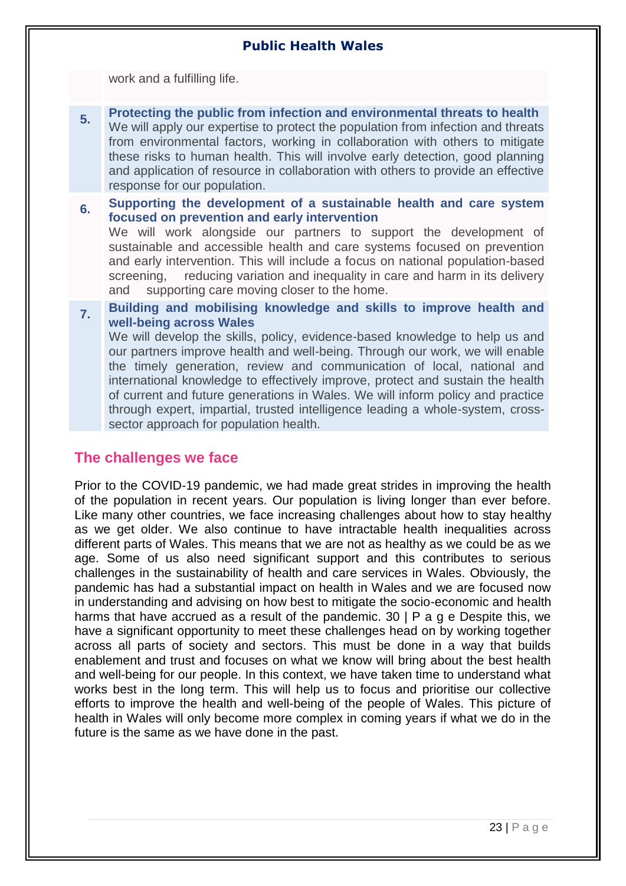| | |
|---|---|
| | work and a fulfilling life. |
| **5.** | **Protecting the public from infection and environmental threats to health** We will apply our expertise to protect the population from infection and threats from environmental factors, working in collaboration with others to mitigate these risks to human health. This will involve early detection, good planning and application of resource in collaboration with others to provide an effective response for our population. |
| **6.** | **Supporting the development of a sustainable health and care system focused on prevention and early intervention** We will work alongside our partners to support the development of sustainable and accessible health and care systems focused on prevention and early intervention. This will include a focus on national population-based screening, reducing variation and inequality in care and harm in its delivery and supporting care moving closer to the home. |
| **7.** | **Building and mobilising knowledge and skills to improve health and well-being across Wales** We will develop the skills, policy, evidence-based knowledge to help us and our partners improve health and well-being. Through our work, we will enable the timely generation, review and communication of local, national and international knowledge to effectively improve, protect and sustain the health of current and future generations in Wales. We will inform policy and practice through expert, impartial, trusted intelligence leading a whole-system, cross-sector approach for population health. |

## The challenges we face

Prior to the COVID-19 pandemic, we had made great strides in improving the health of the population in recent years. Our population is living longer than ever before. Like many other countries, we face increasing challenges about how to stay healthy as we get older. We also continue to have intractable health inequalities across different parts of Wales. This means that we are not as healthy as we could be as we age. Some of us also need significant support and this contributes to serious challenges in the sustainability of health and care services in Wales. Obviously, the pandemic has had a substantial impact on health in Wales and we are focused now in understanding and advising on how best to mitigate the socio-economic and health harms that have accrued as a result of the pandemic. 30 | P a g e Despite this, we have a significant opportunity to meet these challenges head on by working together across all parts of society and sectors. This must be done in a way that builds enablement and trust and focuses on what we know will bring about the best health and well-being for our people. In this context, we have taken time to understand what works best in the long term. This will help us to focus and prioritise our collective efforts to improve the health and well-being of the people of Wales. This picture of health in Wales will only become more complex in coming years if what we do in the future is the same as we have done in the past.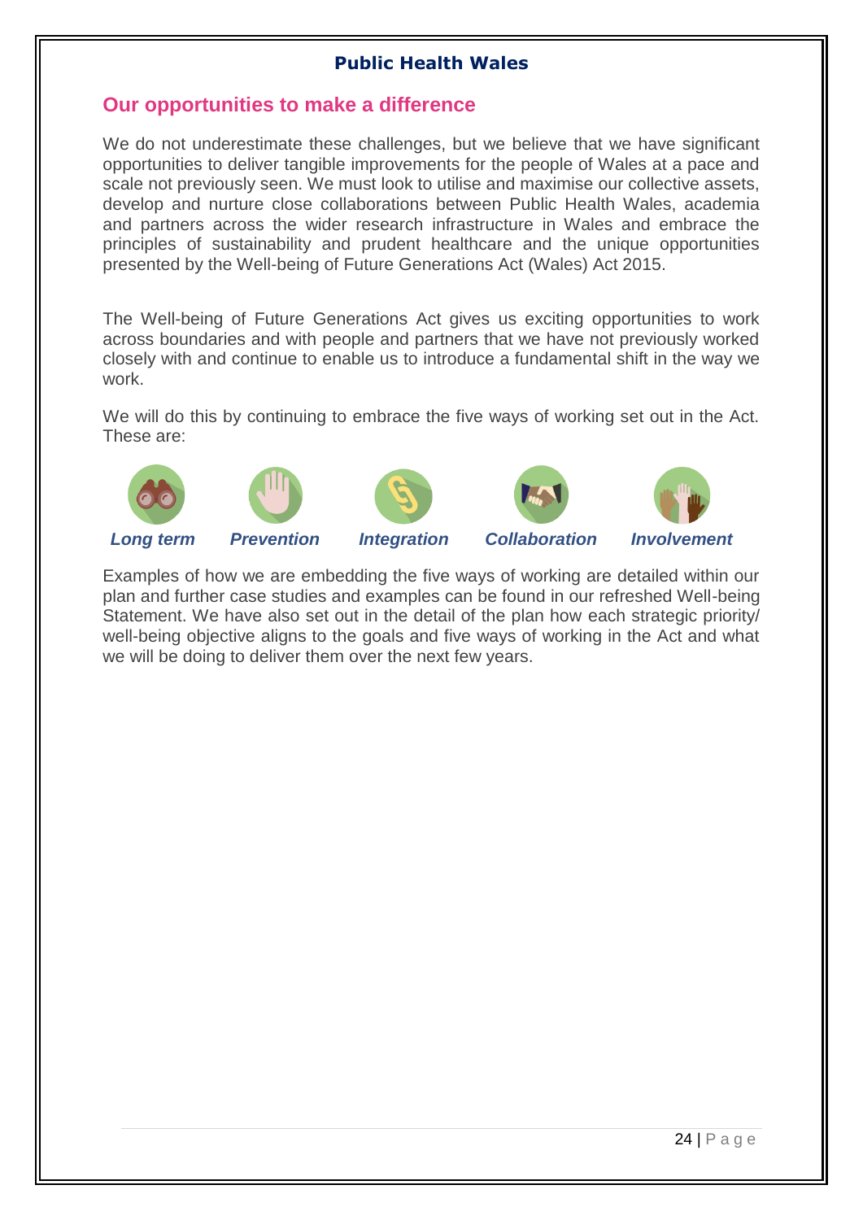## Our opportunities to make a difference

We do not underestimate these challenges, but we believe that we have significant opportunities to deliver tangible improvements for the people of Wales at a pace and scale not previously seen. We must look to utilise and maximise our collective assets, develop and nurture close collaborations between Public Health Wales, academia and partners across the wider research infrastructure in Wales and embrace the principles of sustainability and prudent healthcare and the unique opportunities presented by the Well-being of Future Generations Act (Wales) Act 2015.

The Well-being of Future Generations Act gives us exciting opportunities to work across boundaries and with people and partners that we have not previously worked closely with and continue to enable us to introduce a fundamental shift in the way we work.

We will do this by continuing to embrace the five ways of working set out in the Act. These are:

- ***Long term***
- ***Prevention***
- ***Integration***
- ***Collaboration***
- ***Involvement***

Examples of how we are embedding the five ways of working are detailed within our plan and further case studies and examples can be found in our refreshed Well-being Statement. We have also set out in the detail of the plan how each strategic priority/ well-being objective aligns to the goals and five ways of working in the Act and what we will be doing to deliver them over the next few years.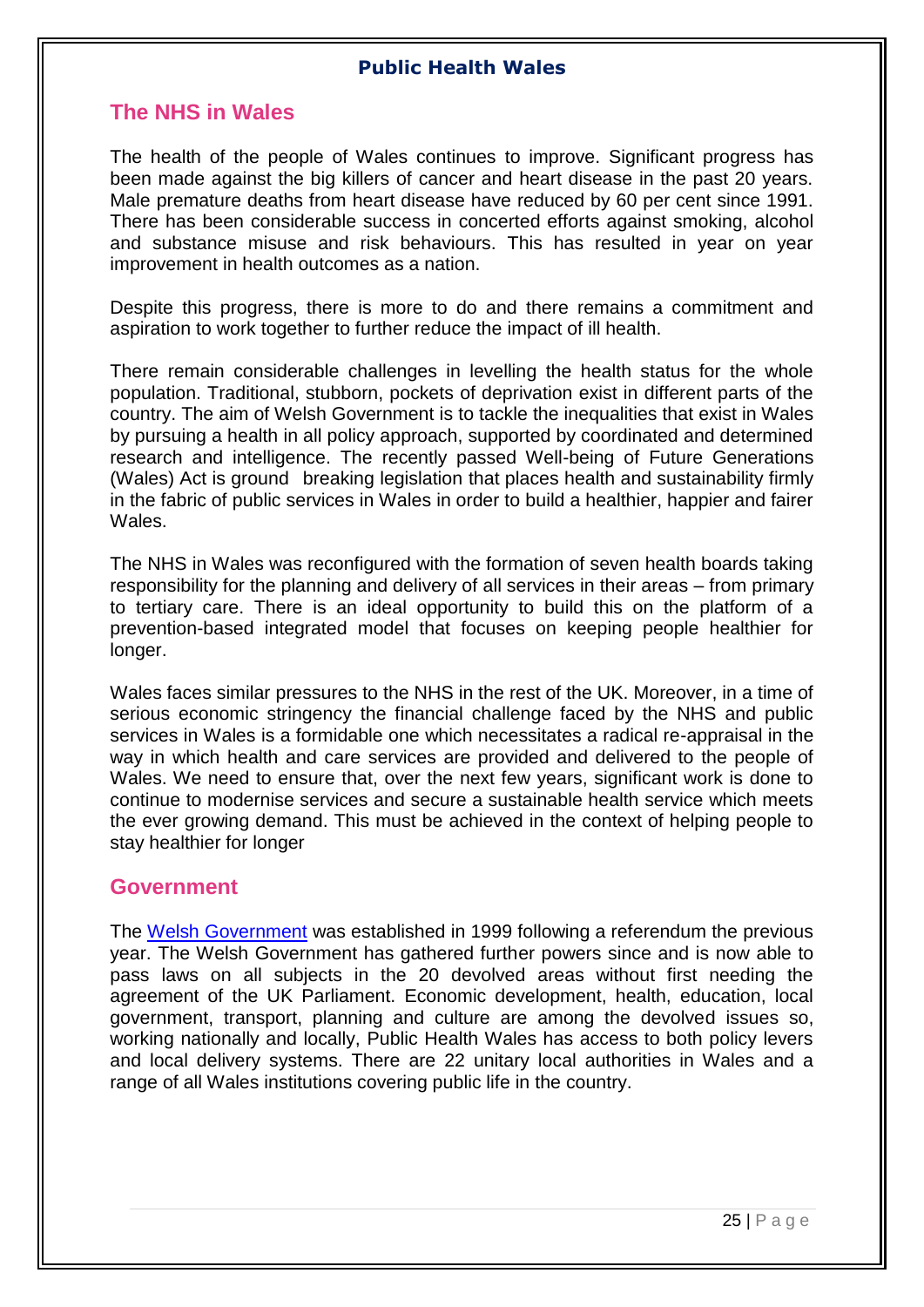## The NHS in Wales

The health of the people of Wales continues to improve. Significant progress has been made against the big killers of cancer and heart disease in the past 20 years. Male premature deaths from heart disease have reduced by 60 per cent since 1991. There has been considerable success in concerted efforts against smoking, alcohol and substance misuse and risk behaviours. This has resulted in year on year improvement in health outcomes as a nation.

Despite this progress, there is more to do and there remains a commitment and aspiration to work together to further reduce the impact of ill health.

There remain considerable challenges in levelling the health status for the whole population. Traditional, stubborn, pockets of deprivation exist in different parts of the country. The aim of Welsh Government is to tackle the inequalities that exist in Wales by pursuing a health in all policy approach, supported by coordinated and determined research and intelligence. The recently passed Well-being of Future Generations (Wales) Act is ground breaking legislation that places health and sustainability firmly in the fabric of public services in Wales in order to build a healthier, happier and fairer Wales.

The NHS in Wales was reconfigured with the formation of seven health boards taking responsibility for the planning and delivery of all services in their areas – from primary to tertiary care. There is an ideal opportunity to build this on the platform of a prevention-based integrated model that focuses on keeping people healthier for longer.

Wales faces similar pressures to the NHS in the rest of the UK. Moreover, in a time of serious economic stringency the financial challenge faced by the NHS and public services in Wales is a formidable one which necessitates a radical re-appraisal in the way in which health and care services are provided and delivered to the people of Wales. We need to ensure that, over the next few years, significant work is done to continue to modernise services and secure a sustainable health service which meets the ever growing demand. This must be achieved in the context of helping people to stay healthier for longer

## Government

The [Welsh Government] was established in 1999 following a referendum the previous year. The Welsh Government has gathered further powers since and is now able to pass laws on all subjects in the 20 devolved areas without first needing the agreement of the UK Parliament. Economic development, health, education, local government, transport, planning and culture are among the devolved issues so, working nationally and locally, Public Health Wales has access to both policy levers and local delivery systems. There are 22 unitary local authorities in Wales and a range of all Wales institutions covering public life in the country.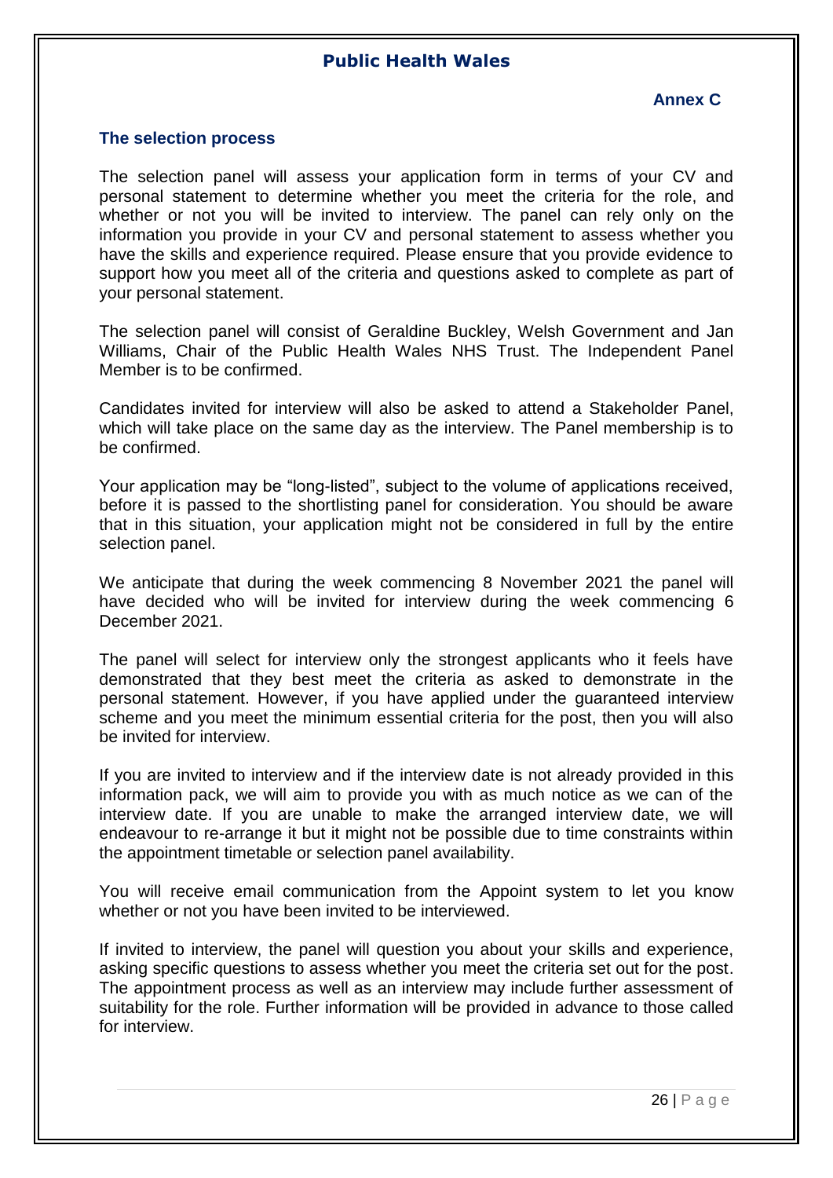**Annex C**

### The selection process

The selection panel will assess your application form in terms of your CV and personal statement to determine whether you meet the criteria for the role, and whether or not you will be invited to interview. The panel can rely only on the information you provide in your CV and personal statement to assess whether you have the skills and experience required. Please ensure that you provide evidence to support how you meet all of the criteria and questions asked to complete as part of your personal statement.

The selection panel will consist of Geraldine Buckley, Welsh Government and Jan Williams, Chair of the Public Health Wales NHS Trust. The Independent Panel Member is to be confirmed.

Candidates invited for interview will also be asked to attend a Stakeholder Panel, which will take place on the same day as the interview. The Panel membership is to be confirmed.

Your application may be "long-listed", subject to the volume of applications received, before it is passed to the shortlisting panel for consideration. You should be aware that in this situation, your application might not be considered in full by the entire selection panel.

We anticipate that during the week commencing 8 November 2021 the panel will have decided who will be invited for interview during the week commencing 6 December 2021.

The panel will select for interview only the strongest applicants who it feels have demonstrated that they best meet the criteria as asked to demonstrate in the personal statement. However, if you have applied under the guaranteed interview scheme and you meet the minimum essential criteria for the post, then you will also be invited for interview.

If you are invited to interview and if the interview date is not already provided in this information pack, we will aim to provide you with as much notice as we can of the interview date. If you are unable to make the arranged interview date, we will endeavour to re-arrange it but it might not be possible due to time constraints within the appointment timetable or selection panel availability.

You will receive email communication from the Appoint system to let you know whether or not you have been invited to be interviewed.

If invited to interview, the panel will question you about your skills and experience, asking specific questions to assess whether you meet the criteria set out for the post. The appointment process as well as an interview may include further assessment of suitability for the role. Further information will be provided in advance to those called for interview.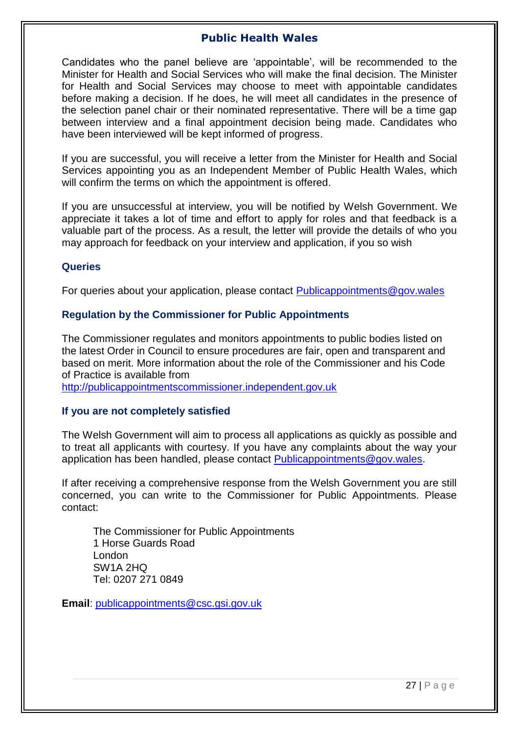Candidates who the panel believe are 'appointable', will be recommended to the Minister for Health and Social Services who will make the final decision. The Minister for Health and Social Services may choose to meet with appointable candidates before making a decision. If he does, he will meet all candidates in the presence of the selection panel chair or their nominated representative. There will be a time gap between interview and a final appointment decision being made. Candidates who have been interviewed will be kept informed of progress.

If you are successful, you will receive a letter from the Minister for Health and Social Services appointing you as an Independent Member of Public Health Wales, which will confirm the terms on which the appointment is offered.

If you are unsuccessful at interview, you will be notified by Welsh Government. We appreciate it takes a lot of time and effort to apply for roles and that feedback is a valuable part of the process. As a result, the letter will provide the details of who you may approach for feedback on your interview and application, if you so wish

### Queries

For queries about your application, please contact Publicappointments@gov.wales

### Regulation by the Commissioner for Public Appointments

The Commissioner regulates and monitors appointments to public bodies listed on the latest Order in Council to ensure procedures are fair, open and transparent and based on merit. More information about the role of the Commissioner and his Code of Practice is available from http://publicappointmentscommissioner.independent.gov.uk

### If you are not completely satisfied

The Welsh Government will aim to process all applications as quickly as possible and to treat all applicants with courtesy. If you have any complaints about the way your application has been handled, please contact Publicappointments@gov.wales.

If after receiving a comprehensive response from the Welsh Government you are still concerned, you can write to the Commissioner for Public Appointments. Please contact:

The Commissioner for Public Appointments
1 Horse Guards Road
London
SW1A 2HQ
Tel: 0207 271 0849

**Email**: publicappointments@csc.gsi.gov.uk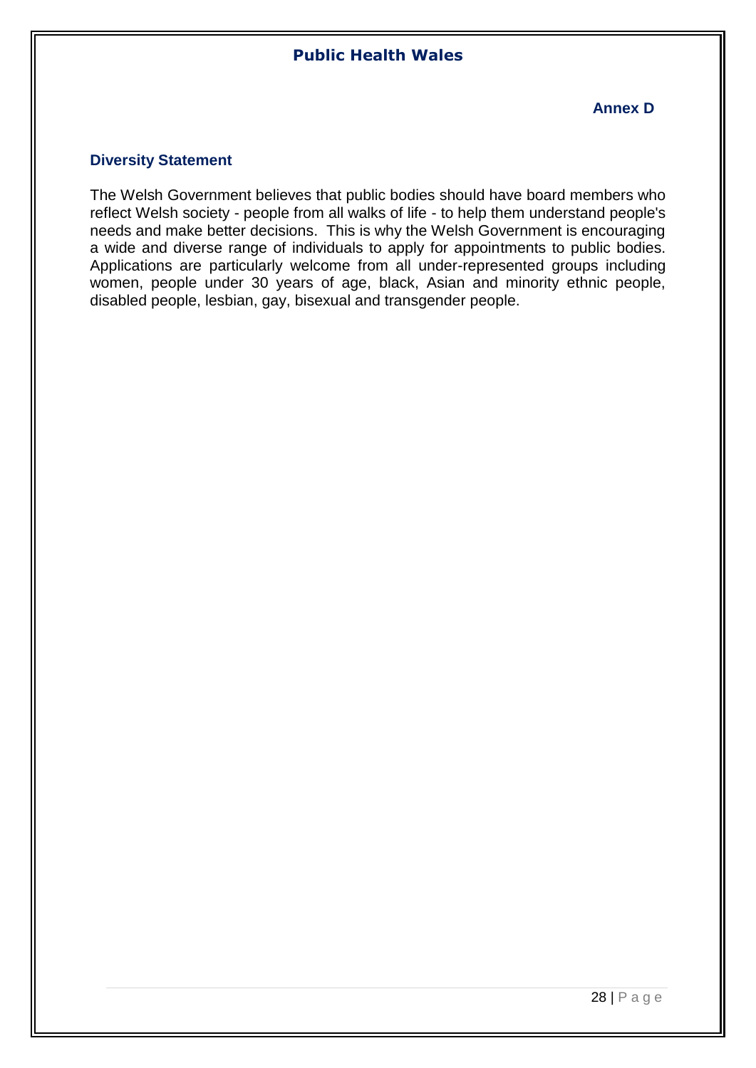**Annex D**

## Diversity Statement

The Welsh Government believes that public bodies should have board members who reflect Welsh society - people from all walks of life - to help them understand people's needs and make better decisions. This is why the Welsh Government is encouraging a wide and diverse range of individuals to apply for appointments to public bodies. Applications are particularly welcome from all under-represented groups including women, people under 30 years of age, black, Asian and minority ethnic people, disabled people, lesbian, gay, bisexual and transgender people.